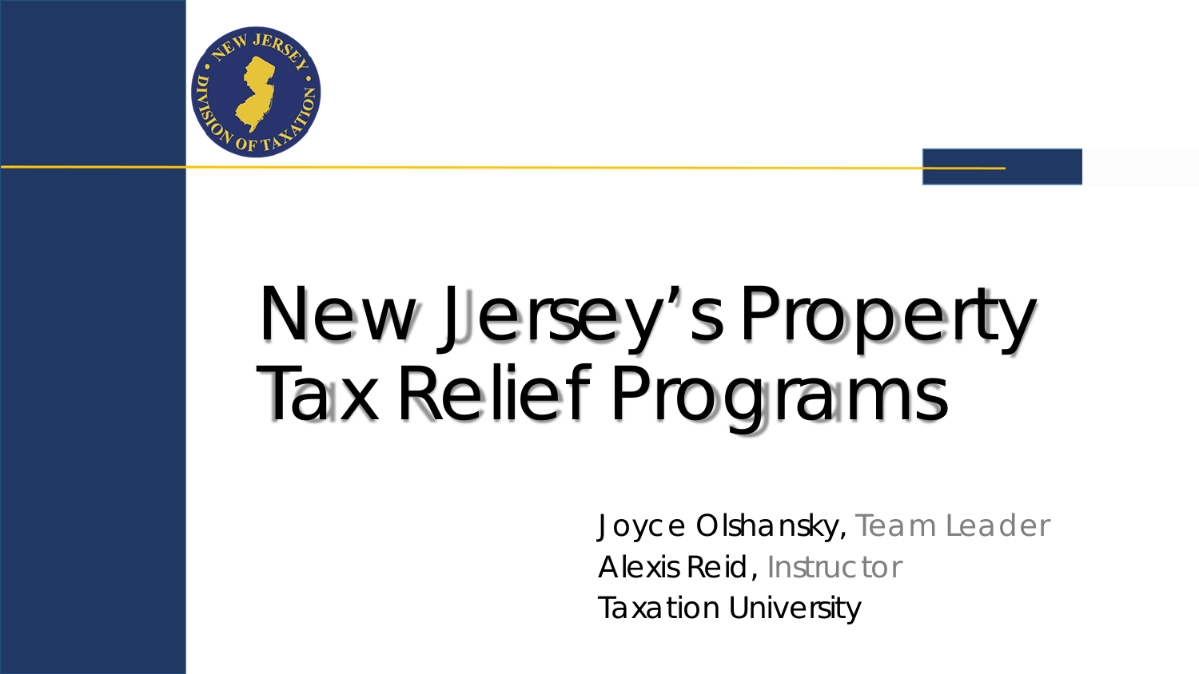# New Jersey's Property Tax Relief Programs

Joyce Olshansky, Team Leader
Alexis Reid, Instructor
Taxation University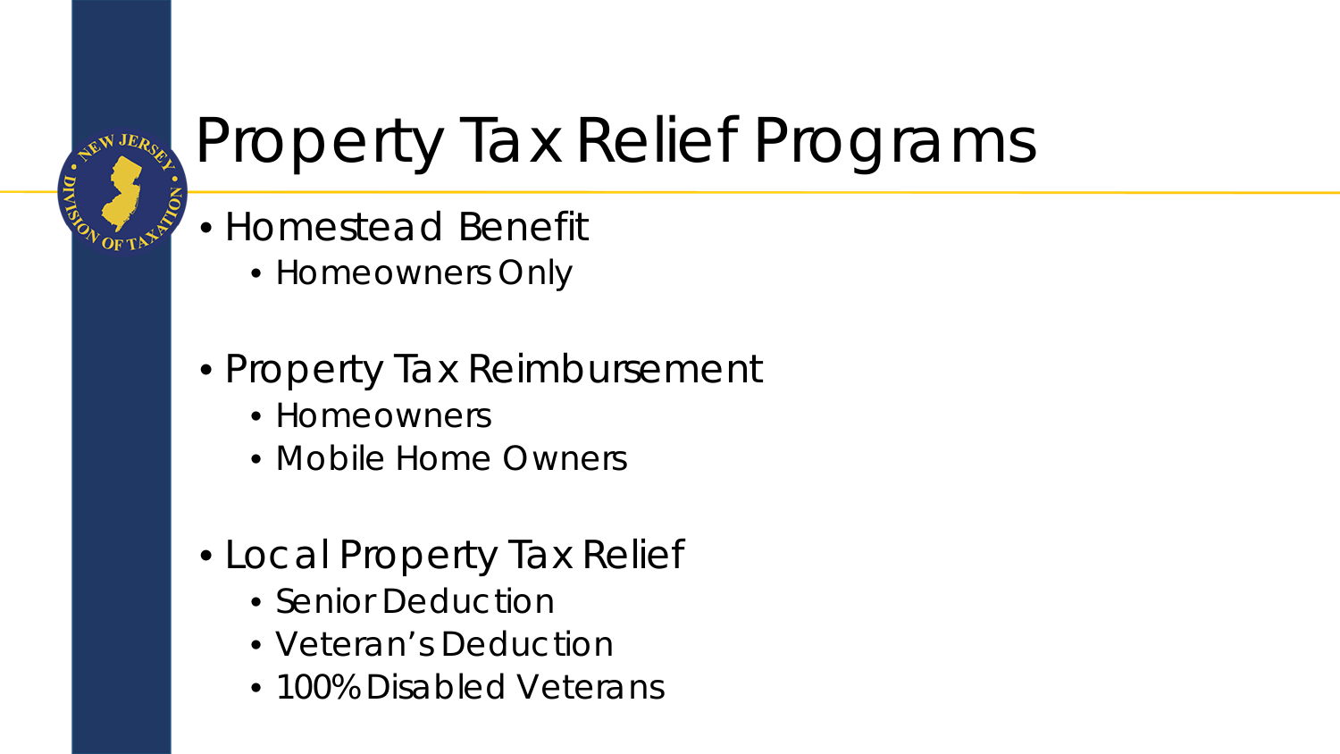# Property Tax Relief Programs

- Homestead Benefit
  - Homeowners Only

- Property Tax Reimbursement
  - Homeowners
  - Mobile Home Owners

- Local Property Tax Relief
  - Senior Deduction
  - Veteran's Deduction
  - 100% Disabled Veterans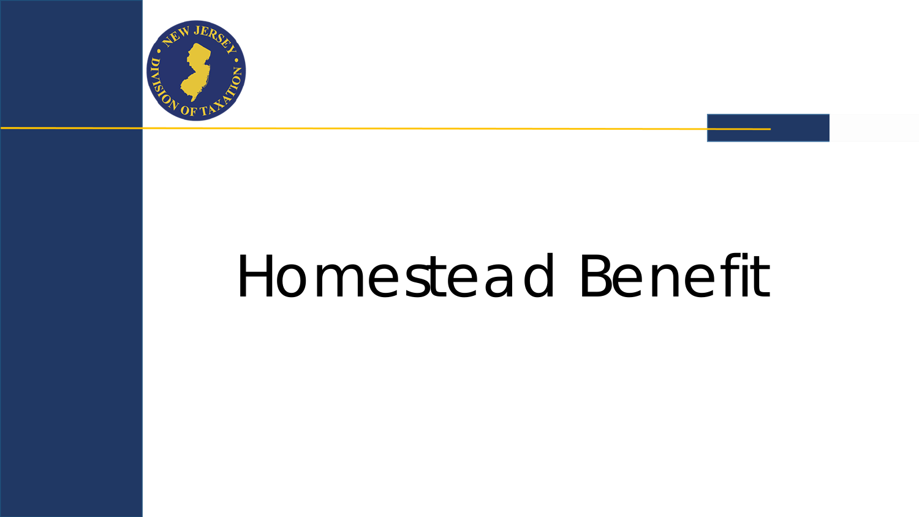# Homestead Benefit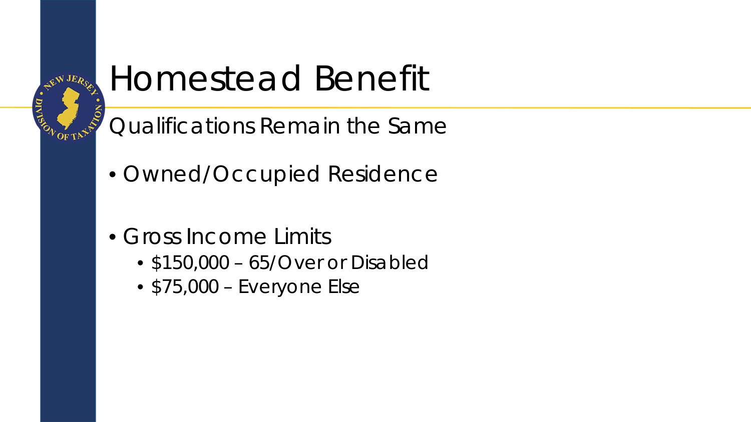# Homestead Benefit

## Qualifications Remain the Same

- Owned/Occupied Residence
- Gross Income Limits
  - $150,000 – 65/Over or Disabled
  - $75,000 – Everyone Else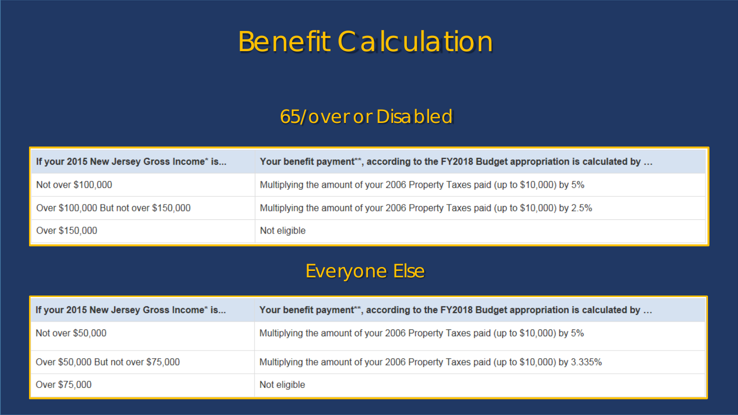# Benefit Calculation

## 65/over or Disabled

| If your 2015 New Jersey Gross Income* is... | Your benefit payment**, according to the FY2018 Budget appropriation is calculated by ... |
| --- | --- |
| Not over $100,000 | Multiplying the amount of your 2006 Property Taxes paid (up to $10,000) by 5% |
| Over $100,000 But not over $150,000 | Multiplying the amount of your 2006 Property Taxes paid (up to $10,000) by 2.5% |
| Over $150,000 | Not eligible |

## Everyone Else

| If your 2015 New Jersey Gross Income* is... | Your benefit payment**, according to the FY2018 Budget appropriation is calculated by ... |
| --- | --- |
| Not over $50,000 | Multiplying the amount of your 2006 Property Taxes paid (up to $10,000) by 5% |
| Over $50,000 But not over $75,000 | Multiplying the amount of your 2006 Property Taxes paid (up to $10,000) by 3.335% |
| Over $75,000 | Not eligible |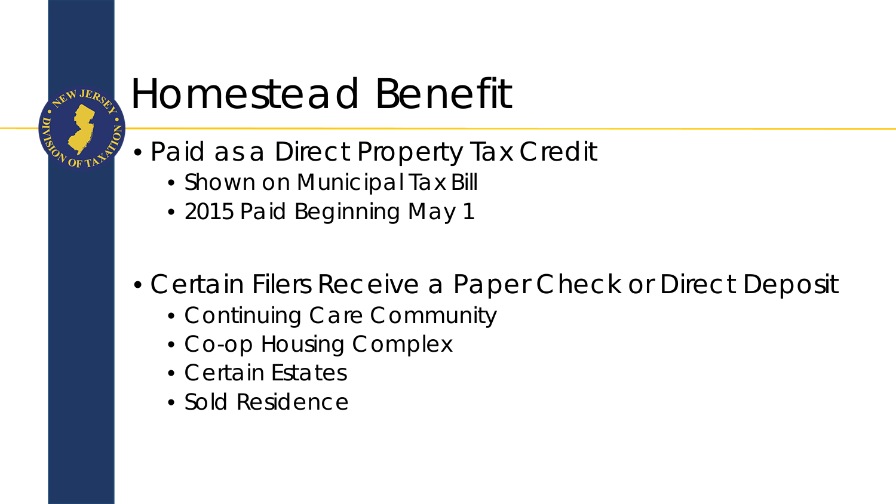# Homestead Benefit

- Paid as a Direct Property Tax Credit
  - Shown on Municipal Tax Bill
  - 2015 Paid Beginning May 1
- Certain Filers Receive a Paper Check or Direct Deposit
  - Continuing Care Community
  - Co-op Housing Complex
  - Certain Estates
  - Sold Residence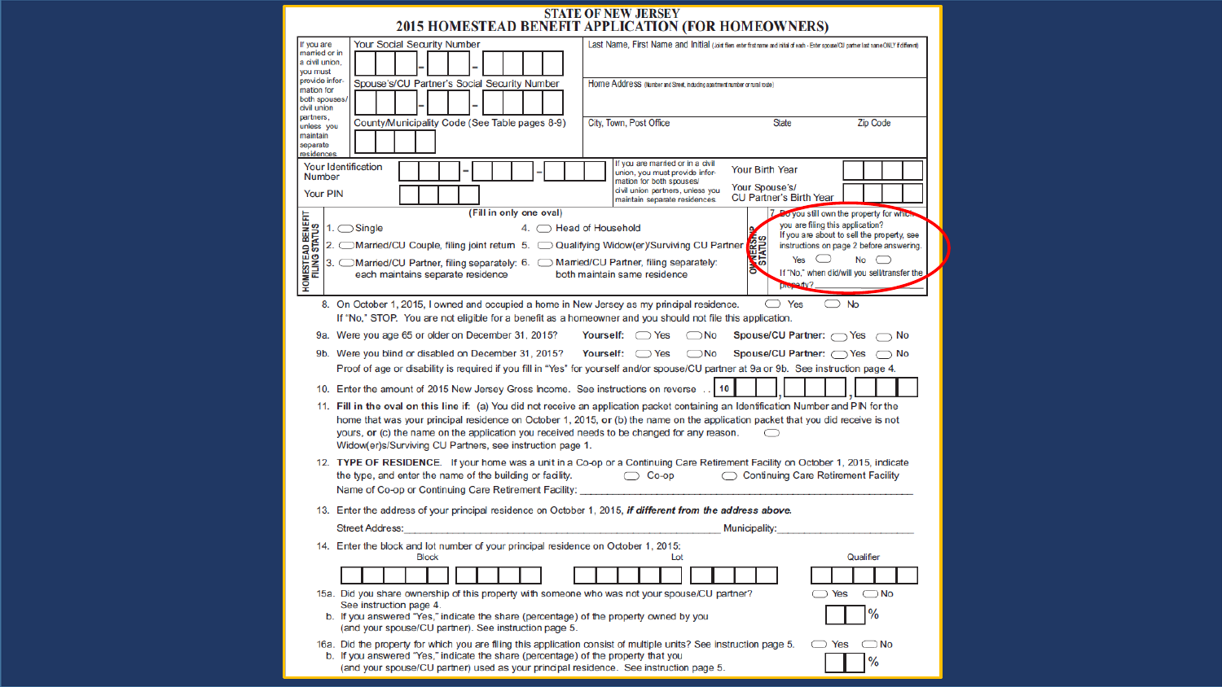# STATE OF NEW JERSEY
## 2015 HOMESTEAD BENEFIT APPLICATION (FOR HOMEOWNERS)

If you are married or in a civil union, you must provide information for both spouses/civil union partners, unless you maintain separate residences.

Your Social Security Number: ___ - __ - ____

Last Name, First Name and Initial (Joint filers enter first name and initial of each - Enter spouse/CU partner last name ONLY if different)

Spouse's/CU Partner's Social Security Number: ___ - __ - ____

Home Address (Number and Street, including apartment number or rural route)

County/Municipality Code (See Table pages 8-9)

City, Town, Post Office | State | Zip Code

Your Identification Number: ___ - ___ - ___

Your PIN

If you are married or in a civil union, you must provide information for both spouses/civil union partners, unless you maintain separate residences.

Your Birth Year

Your Spouse's/CU Partner's Birth Year

**HOMESTEAD BENEFIT FILING STATUS** (Fill in only one oval)

1. ⬭ Single
2. ⬭ Married/CU Couple, filing joint return
3. ⬭ Married/CU Partner, filing separately: each maintains separate residence
4. ⬭ Head of Household
5. ⬭ Qualifying Widow(er)/Surviving CU Partner
6. ⬭ Married/CU Partner, filing separately: both maintain same residence

**OWNERSHIP STATUS**

7. Do you still own the property for which you are filing this application? If you are about to sell the property, see instructions on page 2 before answering.
   Yes ⬭ No ⬭
   If "No," when did/will you sell/transfer the property? ______

8. On October 1, 2015, I owned and occupied a home in New Jersey as my principal residence. ⬭ Yes ⬭ No
   If "No," STOP. You are not eligible for a benefit as a homeowner and you should not file this application.

9a. Were you age 65 or older on December 31, 2015? **Yourself:** ⬭ Yes ⬭ No **Spouse/CU Partner:** ⬭ Yes ⬭ No

9b. Were you blind or disabled on December 31, 2015? **Yourself:** ⬭ Yes ⬭ No **Spouse/CU Partner:** ⬭ Yes ⬭ No
   Proof of age or disability is required if you fill in "Yes" for yourself and/or spouse/CU partner at 9a or 9b. See instruction page 4.

10. Enter the amount of 2015 New Jersey Gross Income. See instructions on reverse .. 10 ___,___,___

11. **Fill in the oval on this line if:** (a) You did not receive an application packet containing an Identification Number and PIN for the home that was your principal residence on October 1, 2015, **or** (b) the name on the application packet that you did receive is not yours, **or** (c) the name on the application you received needs to be changed for any reason. ⬭
   Widow(er)s/Surviving CU Partners, see instruction page 1.

12. **TYPE OF RESIDENCE.** If your home was a unit in a Co-op or a Continuing Care Retirement Facility on October 1, 2015, indicate the type, and enter the name of the building or facility. ⬭ Co-op ⬭ Continuing Care Retirement Facility
   Name of Co-op or Continuing Care Retirement Facility: ______

13. Enter the address of your principal residence on October 1, 2015, ***if different from the address above.***
   Street Address: ______ Municipality: ______

14. Enter the block and lot number of your principal residence on October 1, 2015:
   Block ______ Lot ______ Qualifier ______

15a. Did you share ownership of this property with someone who was not your spouse/CU partner? See instruction page 4. ⬭ Yes ⬭ No
   b. If you answered "Yes," indicate the share (percentage) of the property owned by you (and your spouse/CU partner). See instruction page 5. ___%

16a. Did the property for which you are filing this application consist of multiple units? See instruction page 5. ⬭ Yes ⬭ No
   b. If you answered "Yes," indicate the share (percentage) of the property that you (and your spouse/CU partner) used as your principal residence. See instruction page 5. ___%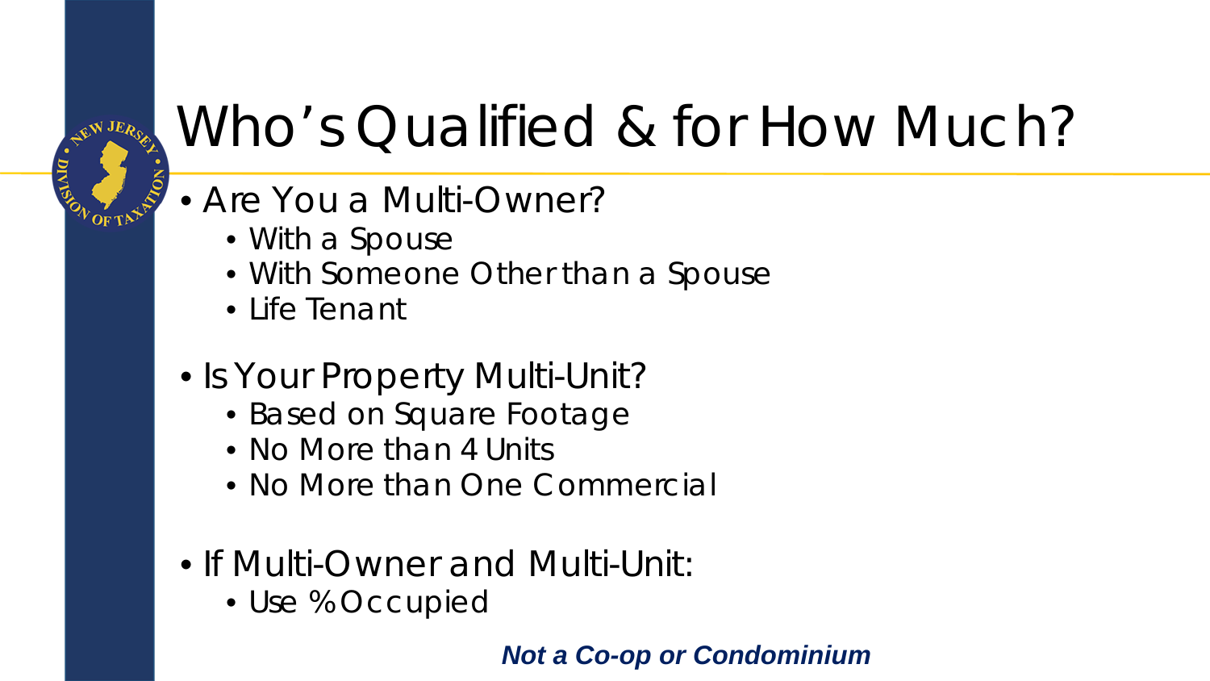# Who's Qualified & for How Much?

- Are You a Multi-Owner?
  - With a Spouse
  - With Someone Other than a Spouse
  - Life Tenant
- Is Your Property Multi-Unit?
  - Based on Square Footage
  - No More than 4 Units
  - No More than One Commercial
- If Multi-Owner and Multi-Unit:
  - Use % Occupied

***Not a Co-op or Condominium***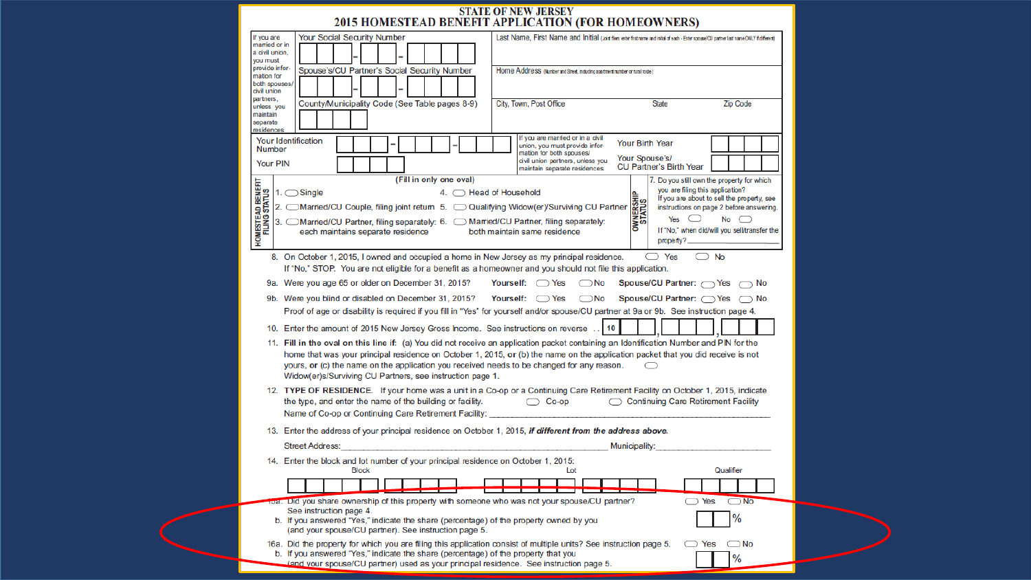# STATE OF NEW JERSEY
## 2015 HOMESTEAD BENEFIT APPLICATION (FOR HOMEOWNERS)

If you are married or in a civil union, you must provide information for both spouses/civil union partners, unless you maintain separate residences.

Your Social Security Number ___-__-____

Spouse's/CU Partner's Social Security Number ___-__-____

County/Municipality Code (See Table pages 8-9) ____

Last Name, First Name and Initial (Joint filers enter first name and initial of each - Enter spouse/CU partner last name ONLY if different)

Home Address (Number and Street, including apartment number or rural route)

City, Town, Post Office | State | Zip Code

Your Identification Number ___-___-___

Your PIN ____

If you are married or in a civil union, you must provide information for both spouses/civil union partners, unless you maintain separate residences.

Your Birth Year ____

Your Spouse's/CU Partner's Birth Year ____

**HOMESTEAD BENEFIT FILING STATUS** (Fill in only one oval)

1. ⬭ Single
2. ⬭ Married/CU Couple, filing joint return
3. ⬭ Married/CU Partner, filing separately: each maintains separate residence
4. ⬭ Head of Household
5. ⬭ Qualifying Widow(er)/Surviving CU Partner
6. ⬭ Married/CU Partner, filing separately: both maintain same residence

**OWNERSHIP STATUS**

7. Do you still own the property for which you are filing this application? If you are about to sell the property, see instructions on page 2 before answering. Yes ⬭ No ⬭
   If "No," when did/will you sell/transfer the property? ________

8. On October 1, 2015, I owned and occupied a home in New Jersey as my principal residence. ⬭ Yes ⬭ No
   If "No," STOP. You are not eligible for a benefit as a homeowner and you should not file this application.

9a. Were you age 65 or older on December 31, 2015? **Yourself:** ⬭ Yes ⬭ No **Spouse/CU Partner:** ⬭ Yes ⬭ No

9b. Were you blind or disabled on December 31, 2015? **Yourself:** ⬭ Yes ⬭ No **Spouse/CU Partner:** ⬭ Yes ⬭ No
   Proof of age or disability is required if you fill in "Yes" for yourself and/or spouse/CU partner at 9a or 9b. See instruction page 4.

10. Enter the amount of 2015 New Jersey Gross Income. See instructions on reverse . . 10 ___,___,___

11. **Fill in the oval on this line if:** (a) You did not receive an application packet containing an Identification Number and PIN for the home that was your principal residence on October 1, 2015, **or** (b) the name on the application packet that you did receive is not yours, **or** (c) the name on the application you received needs to be changed for any reason. ⬭
   Widow(er)s/Surviving CU Partners, see instruction page 1.

12. **TYPE OF RESIDENCE.** If your home was a unit in a Co-op or a Continuing Care Retirement Facility on October 1, 2015, indicate the type, and enter the name of the building or facility. ⬭ Co-op ⬭ Continuing Care Retirement Facility
   Name of Co-op or Continuing Care Retirement Facility: ________________

13. Enter the address of your principal residence on October 1, 2015, ***if different from the address above.***
   Street Address: ________________ Municipality: ________________

14. Enter the block and lot number of your principal residence on October 1, 2015:
   Block ________ Lot ________ Qualifier ________

15a. Did you share ownership of this property with someone who was not your spouse/CU partner? See instruction page 4. ⬭ Yes ⬭ No
   b. If you answered "Yes," indicate the share (percentage) of the property owned by you (and your spouse/CU partner). See instruction page 5. ___%

16a. Did the property for which you are filing this application consist of multiple units? See instruction page 5. ⬭ Yes ⬭ No
   b. If you answered "Yes," indicate the share (percentage) of the property that you (and your spouse/CU partner) used as your principal residence. See instruction page 5. ___%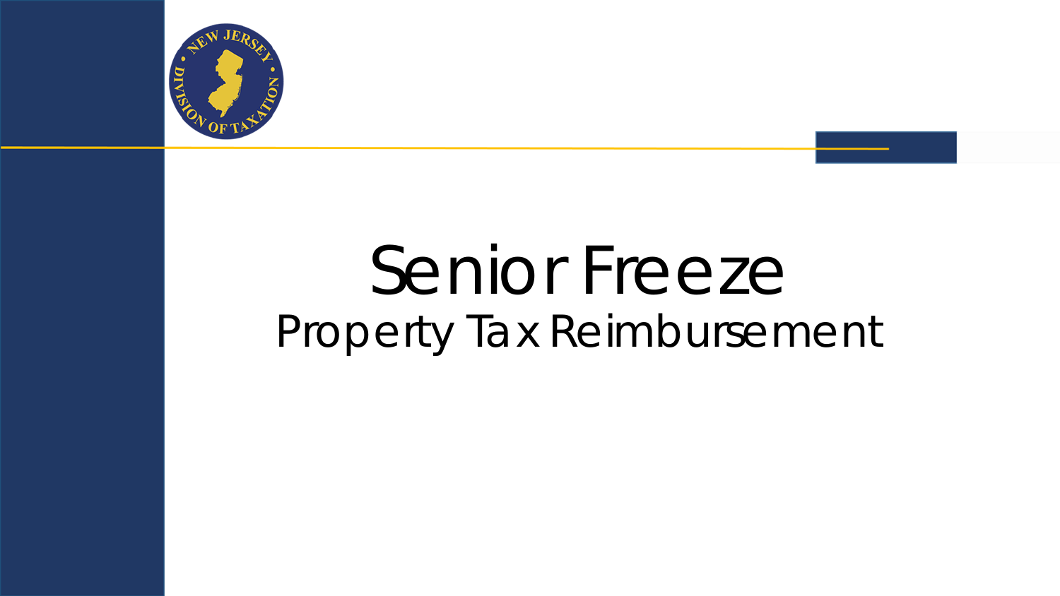# Senior Freeze

## Property Tax Reimbursement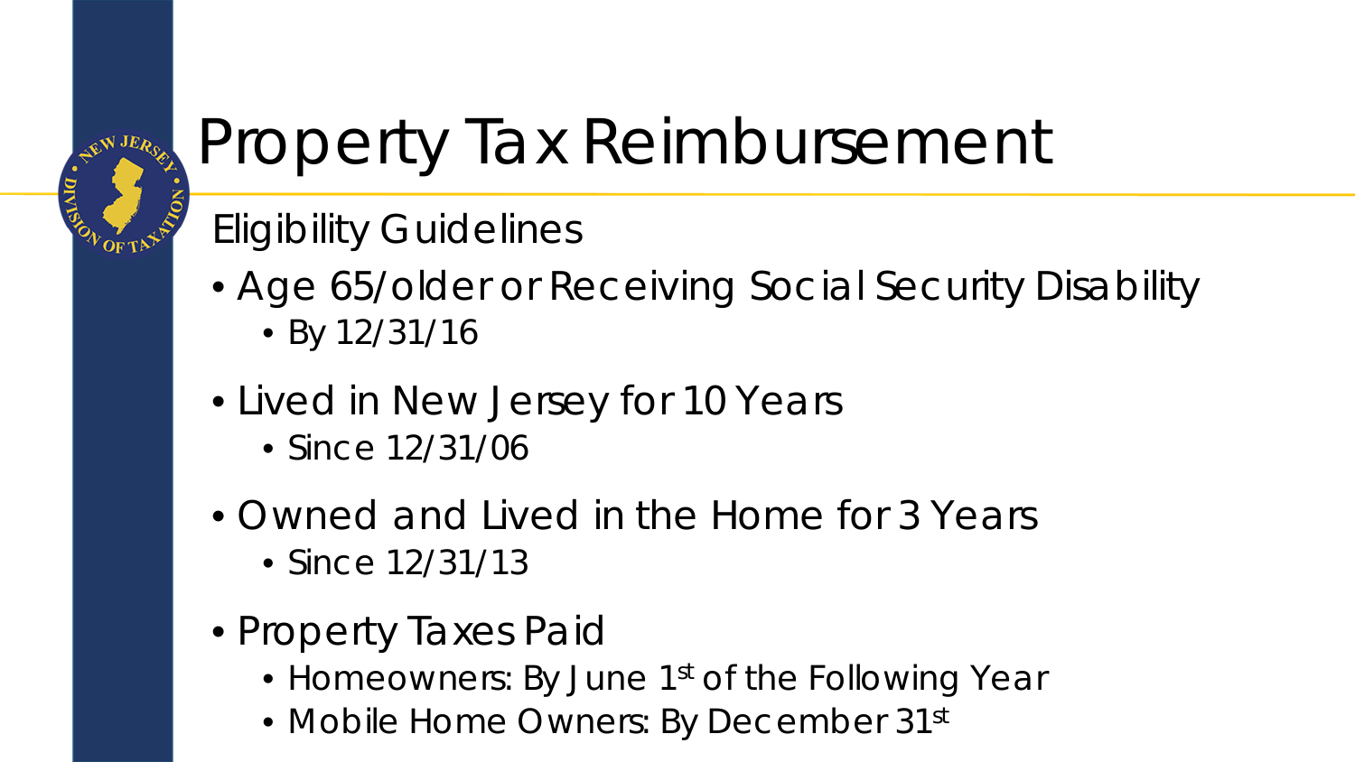# Property Tax Reimbursement

## Eligibility Guidelines

- Age 65/older or Receiving Social Security Disability
  - By 12/31/16
- Lived in New Jersey for 10 Years
  - Since 12/31/06
- Owned and Lived in the Home for 3 Years
  - Since 12/31/13
- Property Taxes Paid
  - Homeowners: By June 1st of the Following Year
  - Mobile Home Owners: By December 31st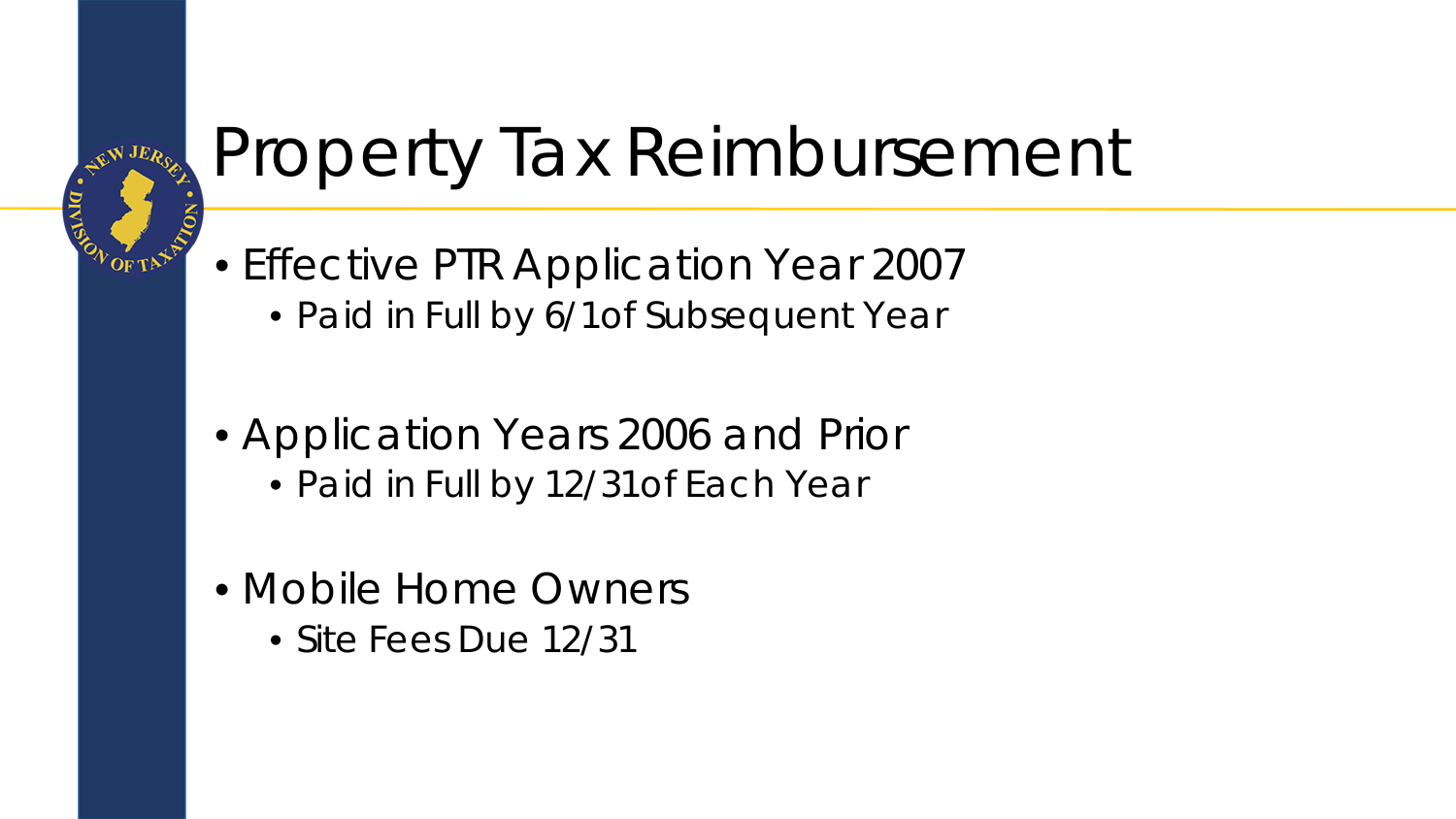# Property Tax Reimbursement

- Effective PTR Application Year 2007
  - Paid in Full by 6/1of Subsequent Year
- Application Years 2006 and Prior
  - Paid in Full by 12/31of Each Year
- Mobile Home Owners
  - Site Fees Due 12/31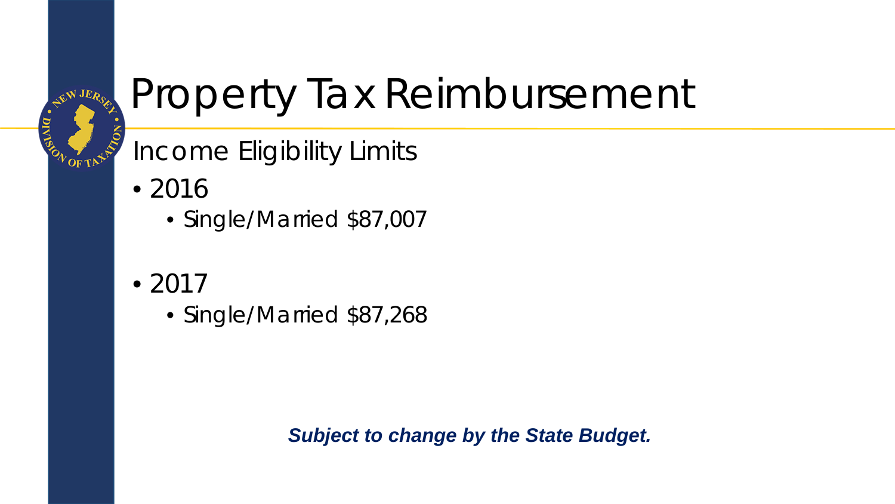# Property Tax Reimbursement

## Income Eligibility Limits

- 2016
  - Single/Married $87,007

- 2017
  - Single/Married $87,268

***Subject to change by the State Budget.***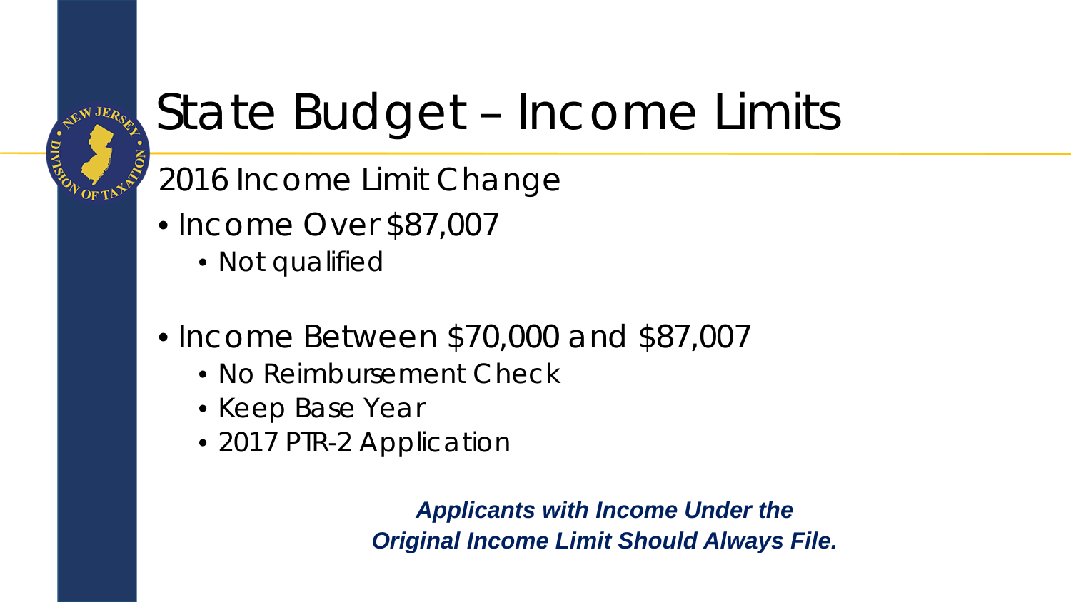# State Budget – Income Limits

## 2016 Income Limit Change

- Income Over $87,007
  - Not qualified

- Income Between $70,000 and $87,007
  - No Reimbursement Check
  - Keep Base Year
  - 2017 PTR-2 Application

***Applicants with Income Under the Original Income Limit Should Always File.***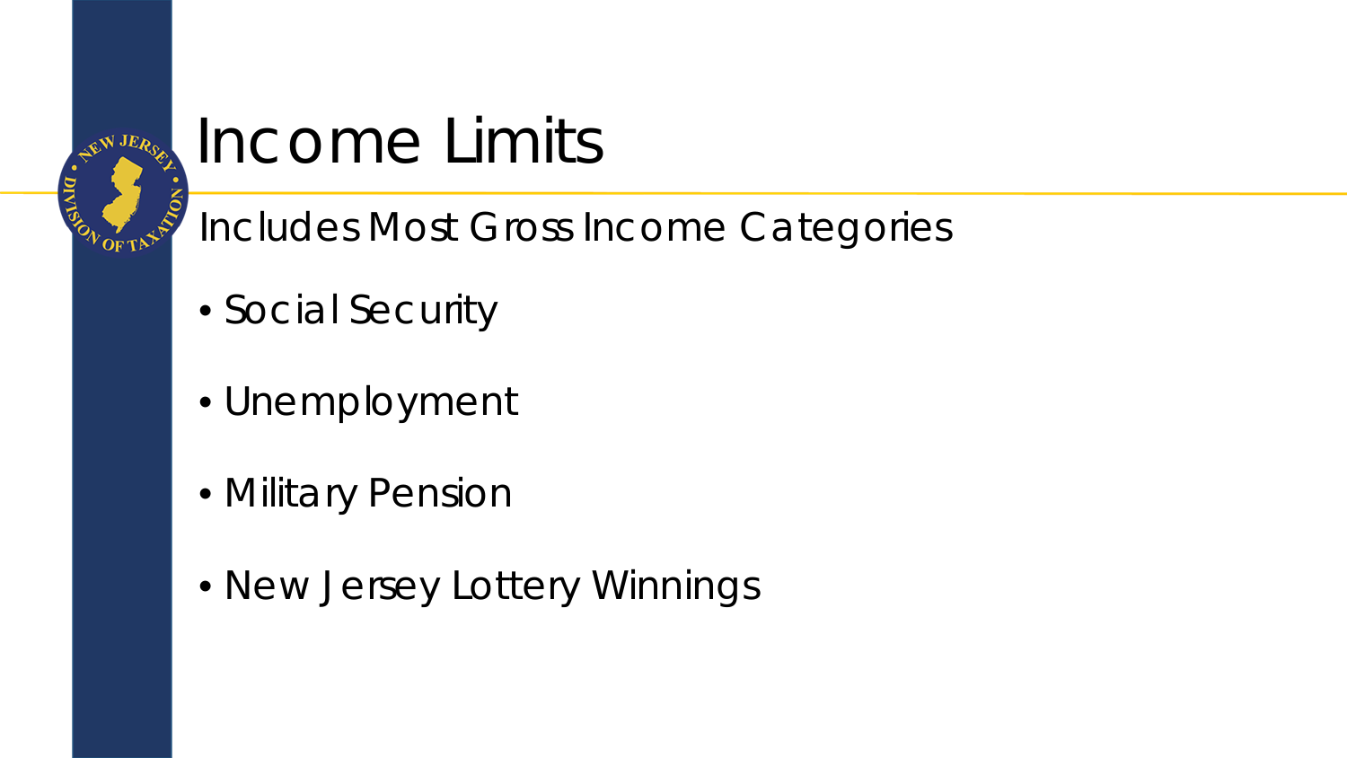# Income Limits

## Includes Most Gross Income Categories

- Social Security
- Unemployment
- Military Pension
- New Jersey Lottery Winnings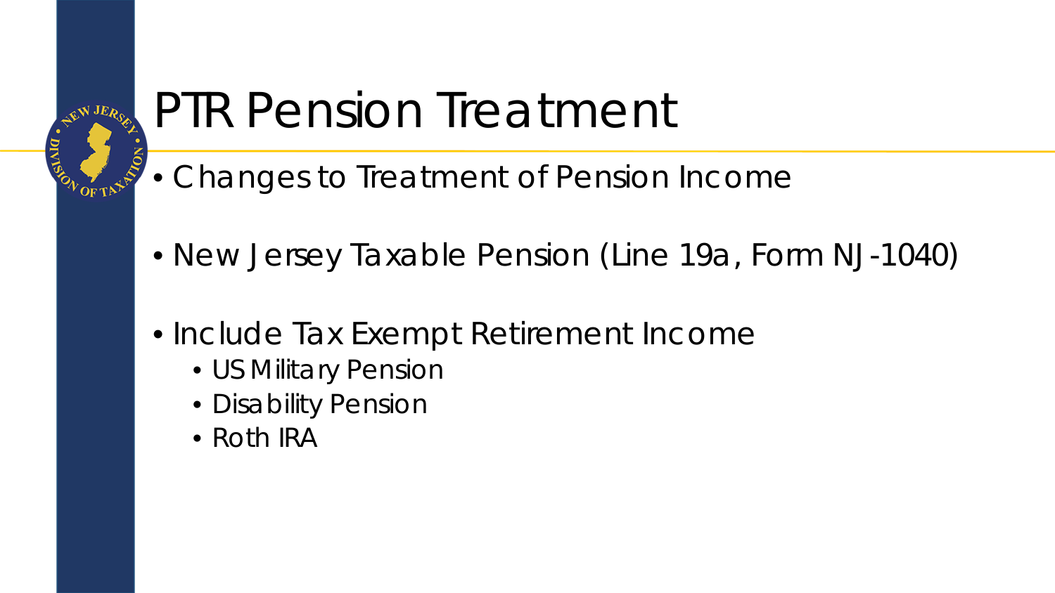# PTR Pension Treatment

- Changes to Treatment of Pension Income
- New Jersey Taxable Pension (Line 19a, Form NJ-1040)
- Include Tax Exempt Retirement Income
  - US Military Pension
  - Disability Pension
  - Roth IRA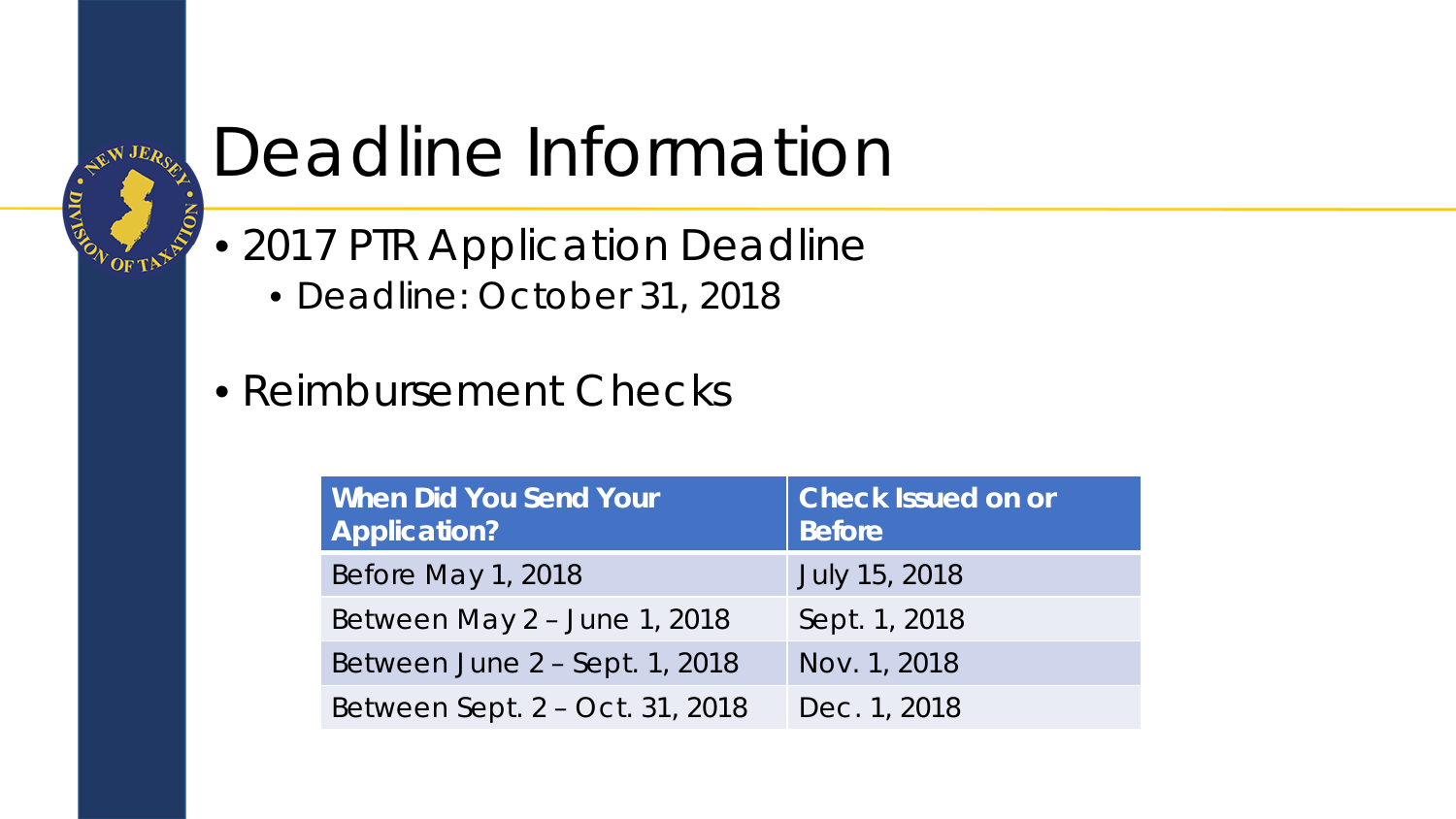# Deadline Information

- 2017 PTR Application Deadline
  - Deadline: October 31, 2018
- Reimbursement Checks

| When Did You Send Your Application? | Check Issued on or Before |
|---|---|
| Before May 1, 2018 | July 15, 2018 |
| Between May 2 – June 1, 2018 | Sept. 1, 2018 |
| Between June 2 – Sept. 1, 2018 | Nov. 1, 2018 |
| Between Sept. 2 – Oct. 31, 2018 | Dec. 1, 2018 |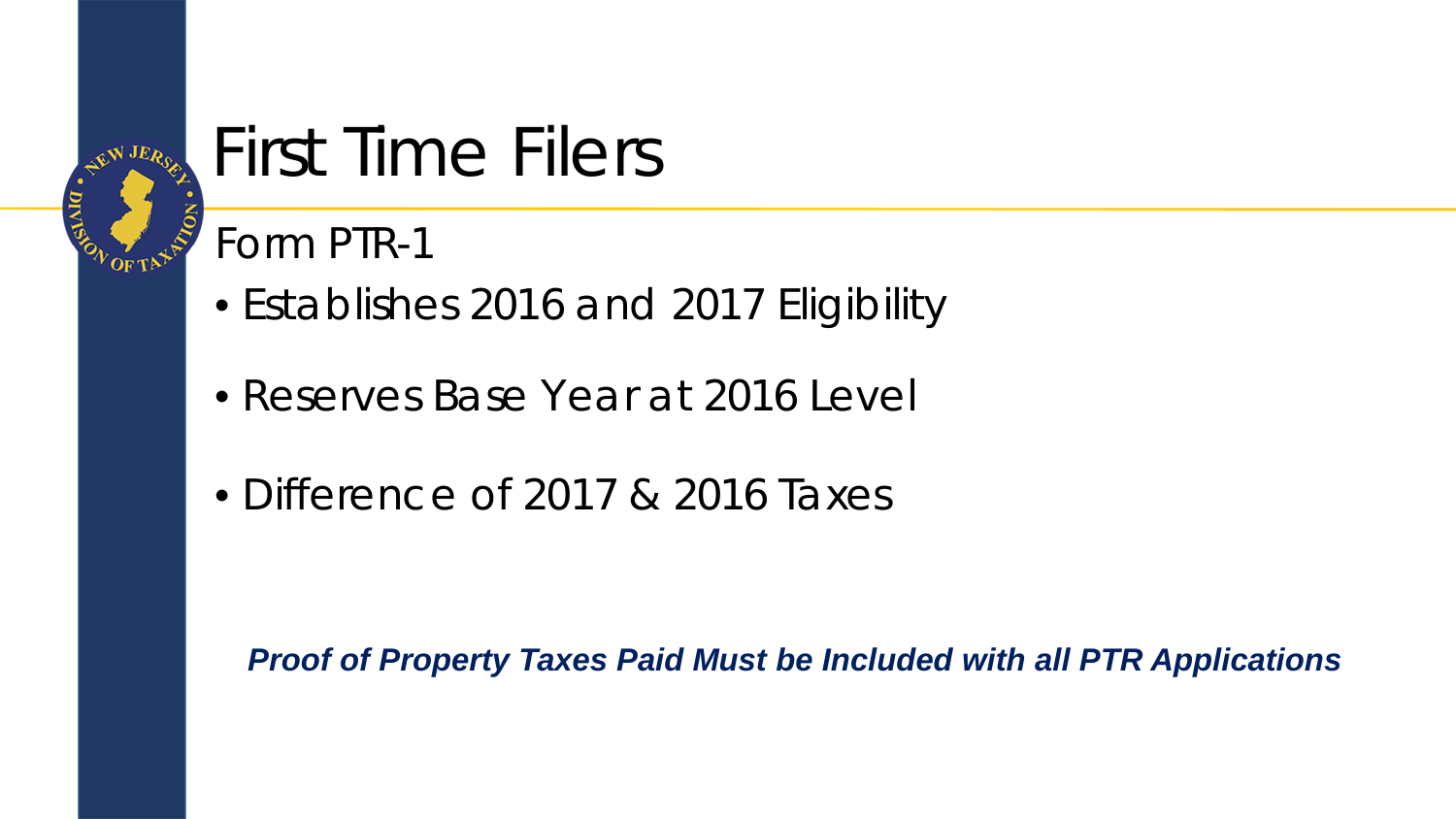# First Time Filers

Form PTR-1

- Establishes 2016 and 2017 Eligibility
- Reserves Base Year at 2016 Level
- Difference of 2017 & 2016 Taxes

***Proof of Property Taxes Paid Must be Included with all PTR Applications***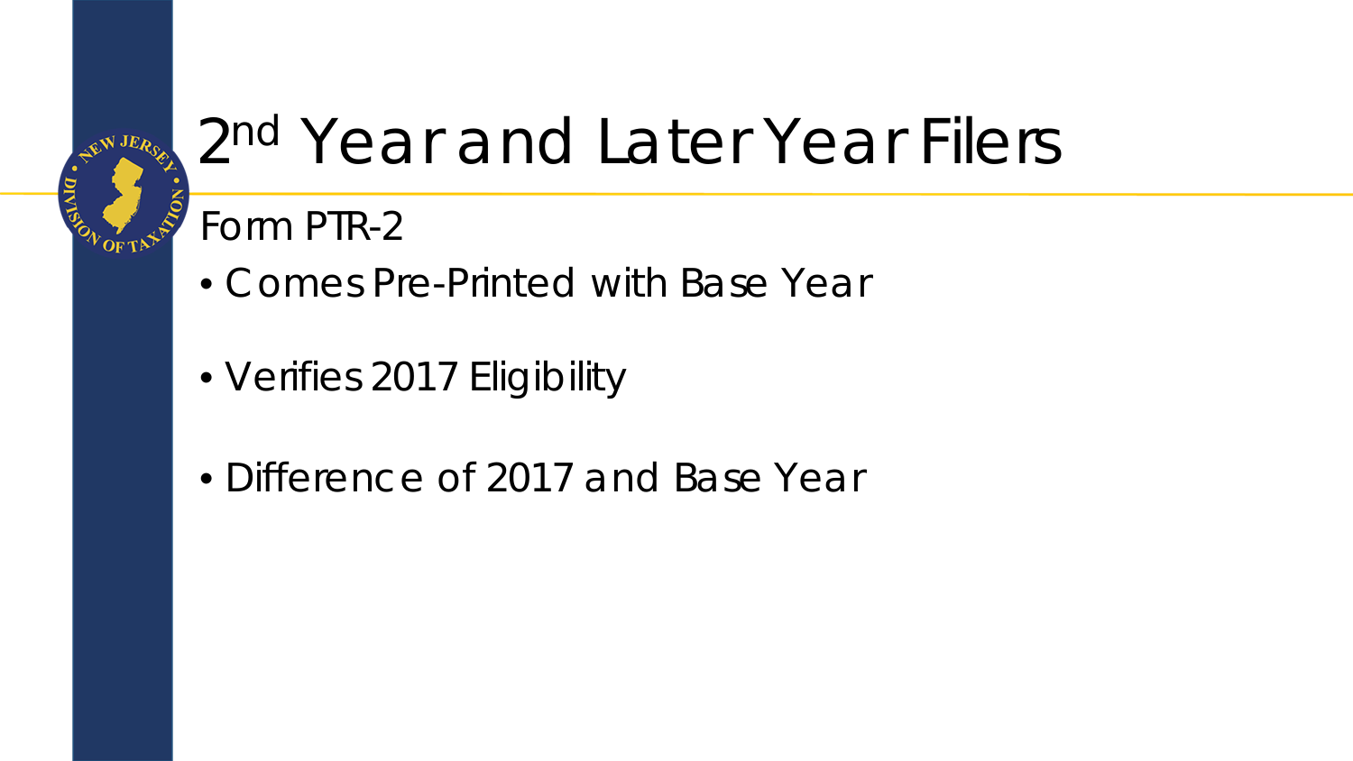# 2nd Year and Later Year Filers

Form PTR-2

- Comes Pre-Printed with Base Year
- Verifies 2017 Eligibility
- Difference of 2017 and Base Year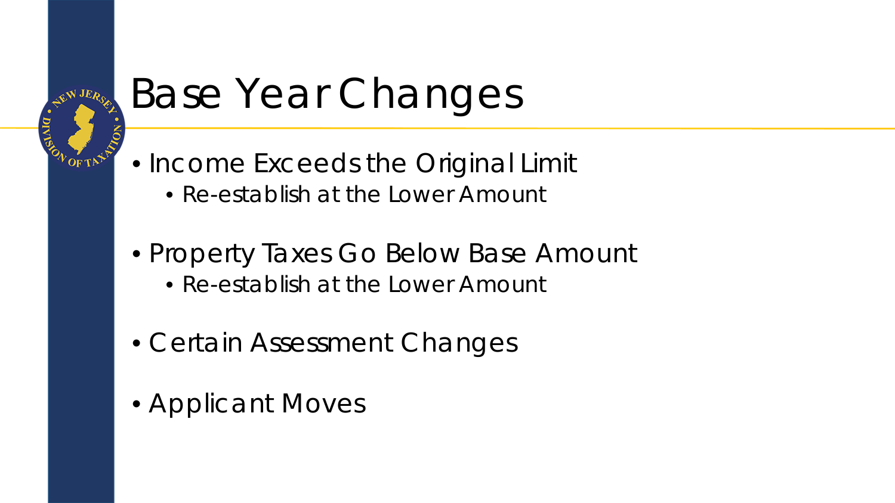# Base Year Changes

- Income Exceeds the Original Limit
  - Re-establish at the Lower Amount
- Property Taxes Go Below Base Amount
  - Re-establish at the Lower Amount
- Certain Assessment Changes
- Applicant Moves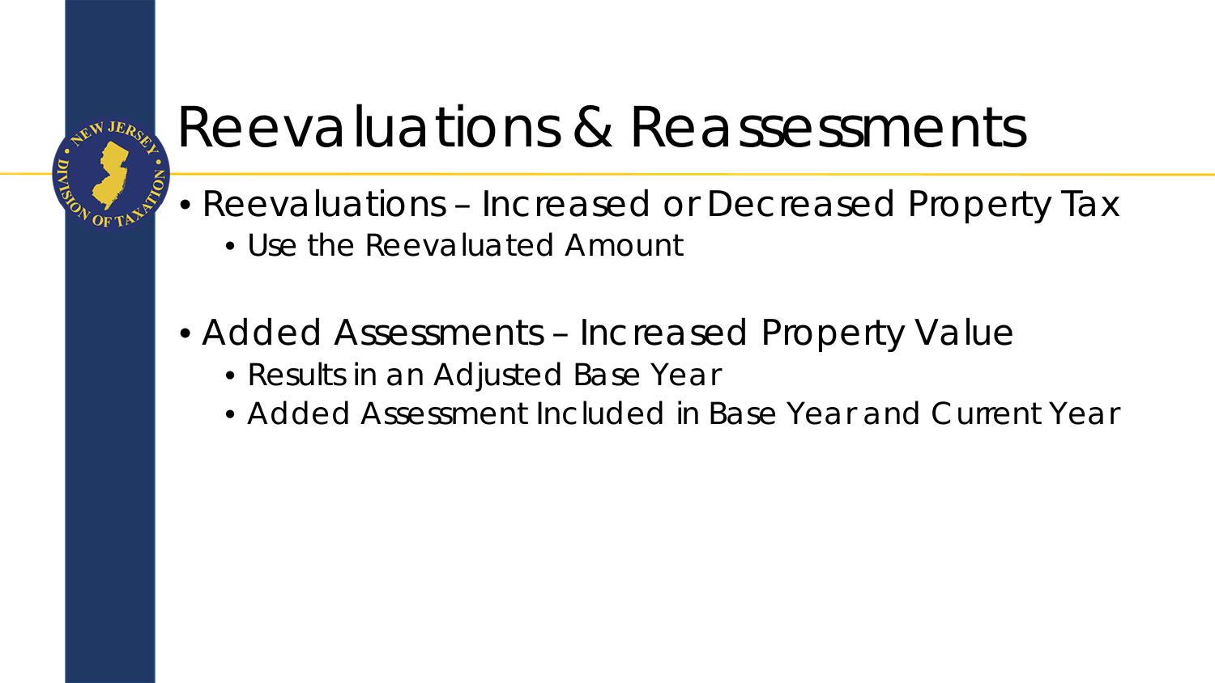# Reevaluations & Reassessments

- Reevaluations – Increased or Decreased Property Tax
  - Use the Reevaluated Amount

- Added Assessments – Increased Property Value
  - Results in an Adjusted Base Year
  - Added Assessment Included in Base Year and Current Year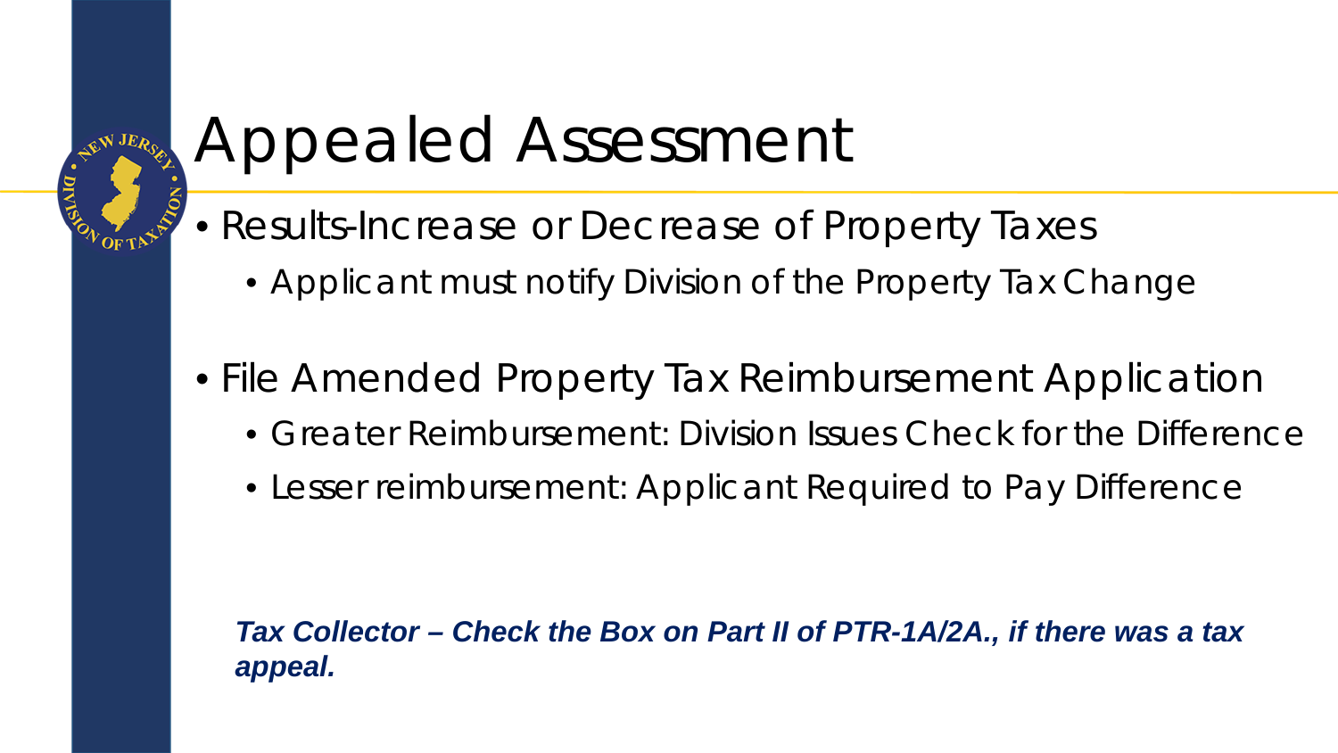# Appealed Assessment

- Results-Increase or Decrease of Property Taxes
  - Applicant must notify Division of the Property Tax Change
- File Amended Property Tax Reimbursement Application
  - Greater Reimbursement: Division Issues Check for the Difference
  - Lesser reimbursement: Applicant Required to Pay Difference

***Tax Collector – Check the Box on Part II of PTR-1A/2A., if there was a tax appeal.***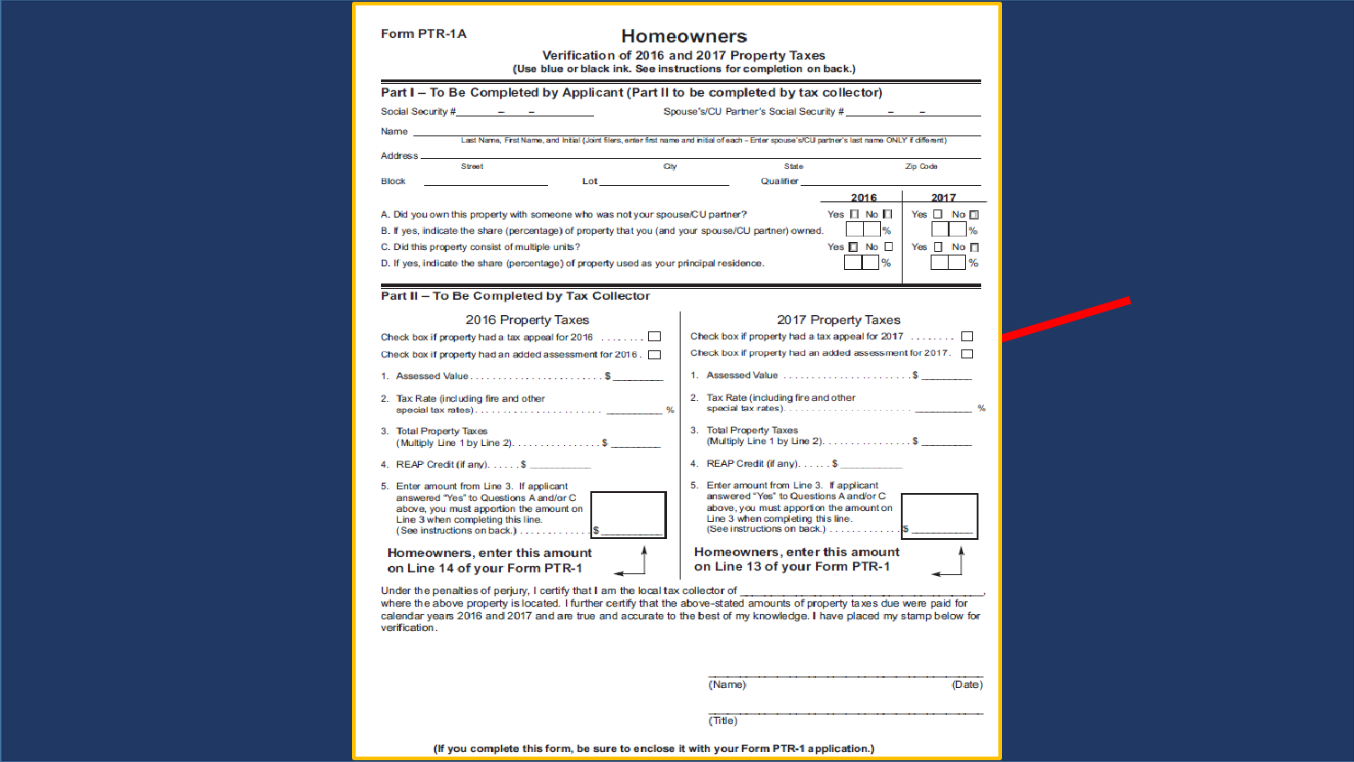Form PTR-1A

# Homeowners

**Verification of 2016 and 2017 Property Taxes**
**(Use blue or black ink. See instructions for completion on back.)**

## Part I – To Be Completed by Applicant (Part II to be completed by tax collector)

Social Security #\_\_\_\_\_\_\_ – \_\_\_ – \_\_\_\_\_\_ Spouse's/CU Partner's Social Security #\_\_\_\_\_\_\_ – \_\_\_ – \_\_\_\_\_\_

Name \_\_\_\_\_\_\_\_\_\_\_\_\_\_\_\_\_\_\_\_\_\_\_\_\_\_\_\_\_\_\_\_\_\_\_\_\_\_\_\_\_\_\_\_\_\_\_\_\_\_\_\_\_\_\_\_\_\_\_\_\_\_\_\_
Last Name, First Name, and Initial (Joint filers, enter first name and initial of each – Enter spouse's/CU partner's last name ONLY if different)

Address \_\_\_\_\_\_\_\_\_\_\_\_\_\_\_\_\_\_\_\_\_\_\_\_\_\_\_\_\_\_\_\_\_\_\_\_\_\_\_\_\_\_\_\_\_\_\_\_\_\_\_\_\_\_\_\_\_\_\_\_\_\_\_\_
Street City State Zip Code

Block \_\_\_\_\_\_\_\_\_\_\_\_ Lot \_\_\_\_\_\_\_\_\_\_\_\_ Qualifier \_\_\_\_\_\_\_\_\_\_\_\_

| | 2016 | 2017 |
|---|---|---|
| A. Did you own this property with someone who was not your spouse/CU partner? | Yes ☐ No ☐ | Yes ☐ No ☐ |
| B. If yes, indicate the share (percentage) of property that you (and your spouse/CU partner) owned. | \_\_\_% | \_\_\_% |
| C. Did this property consist of multiple units? | Yes ☐ No ☐ | Yes ☐ No ☐ |
| D. If yes, indicate the share (percentage) of property used as your principal residence. | \_\_\_% | \_\_\_% |

## Part II – To Be Completed by Tax Collector

### 2016 Property Taxes

Check box if property had a tax appeal for 2016 . . . . . . . ☐

Check box if property had an added assessment for 2016 . ☐

1. Assessed Value . . . . . . . . . . . . . . . . . . . . . . . $ \_\_\_\_\_\_\_\_
2. Tax Rate (including fire and other special tax rates) . . . . . . . . . . . . . . . . . . . . . \_\_\_\_\_\_\_\_ %
3. Total Property Taxes (Multiply Line 1 by Line 2) . . . . . . . . . . . . . . . $ \_\_\_\_\_\_\_\_
4. REAP Credit (if any) . . . . . $ \_\_\_\_\_\_\_\_
5. Enter amount from Line 3. If applicant answered "Yes" to Questions A and/or C above, you must apportion the amount on Line 3 when completing this line. (See instructions on back.) . . . . . . . . . . . $ \_\_\_\_\_\_\_\_

**Homeowners, enter this amount on Line 14 of your Form PTR-1**

### 2017 Property Taxes

Check box if property had a tax appeal for 2017 . . . . . . . ☐

Check box if property had an added assessment for 2017 . ☐

1. Assessed Value . . . . . . . . . . . . . . . . . . . . . . . $ \_\_\_\_\_\_\_\_
2. Tax Rate (including fire and other special tax rates) . . . . . . . . . . . . . . . . . . . . . \_\_\_\_\_\_\_\_ %
3. Total Property Taxes (Multiply Line 1 by Line 2) . . . . . . . . . . . . . . . $ \_\_\_\_\_\_\_\_
4. REAP Credit (if any) . . . . . $ \_\_\_\_\_\_\_\_
5. Enter amount from Line 3. If applicant answered "Yes" to Questions A and/or C above, you must apportion the amount on Line 3 when completing this line. (See instructions on back.) . . . . . . . . . . . $ \_\_\_\_\_\_\_\_

**Homeowners, enter this amount on Line 13 of your Form PTR-1**

Under the penalties of perjury, I certify that I am the local tax collector of \_\_\_\_\_\_\_\_\_\_\_\_\_\_\_\_\_\_\_\_\_\_\_\_\_\_\_\_\_\_\_\_\_\_\_\_\_\_\_\_\_\_\_\_\_\_\_\_\_\_\_\_\_\_\_\_\_\_\_\_\_\_\_\_\_\_\_\_\_\_\_\_\_\_\_\_\_\_\_\_\_\_\_\_\_\_\_\_\_\_\_\_\_, where the above property is located. I further certify that the above-stated amounts of property taxes due were paid for calendar years 2016 and 2017 and are true and accurate to the best of my knowledge. I have placed my stamp below for verification.

\_\_\_\_\_\_\_\_\_\_\_\_\_\_\_\_\_\_\_\_\_\_\_\_\_\_\_\_\_\_\_\_\_\_\_\_\_\_\_\_
(Name) (Date)

\_\_\_\_\_\_\_\_\_\_\_\_\_\_\_\_\_\_\_\_\_\_\_\_\_\_\_\_\_\_\_\_\_\_\_\_\_\_\_\_
(Title)

**(If you complete this form, be sure to enclose it with your Form PTR-1 application.)**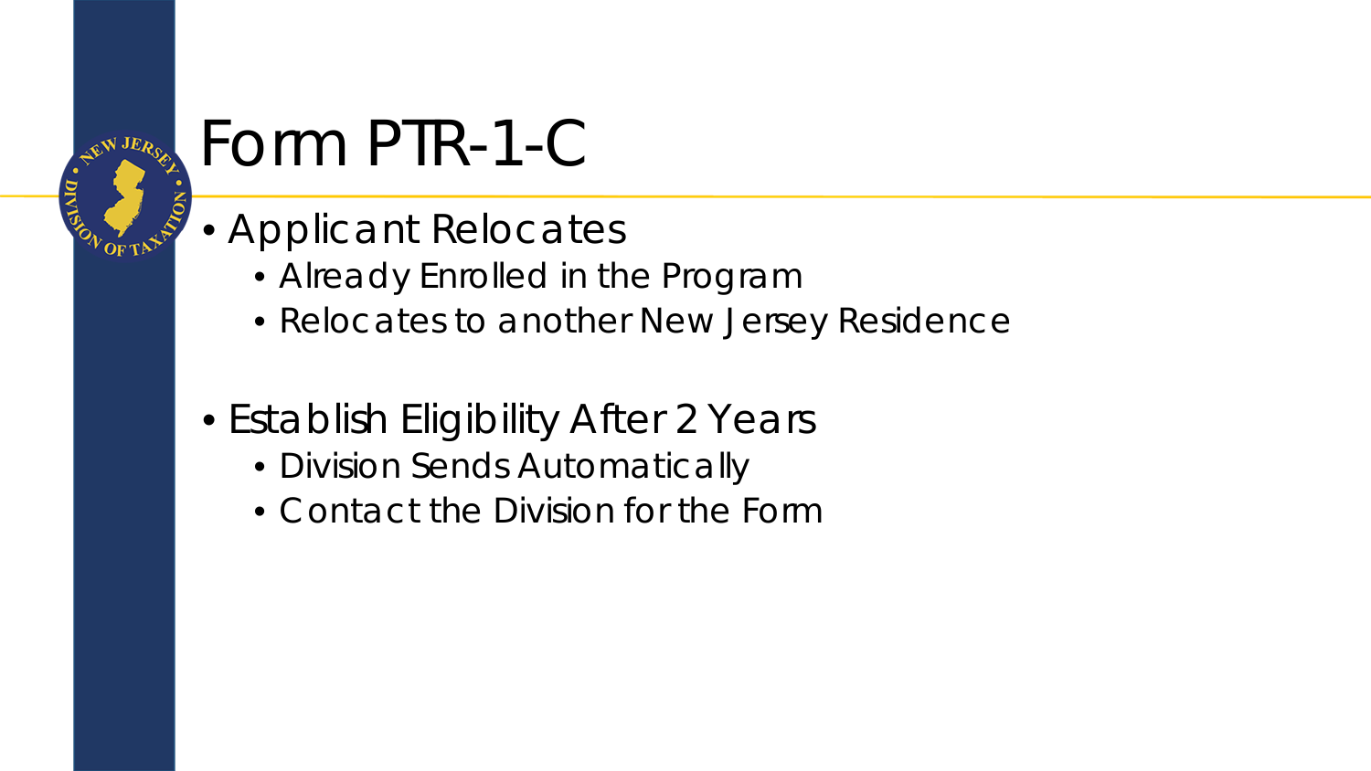# Form PTR-1-C

- Applicant Relocates
  - Already Enrolled in the Program
  - Relocates to another New Jersey Residence

- Establish Eligibility After 2 Years
  - Division Sends Automatically
  - Contact the Division for the Form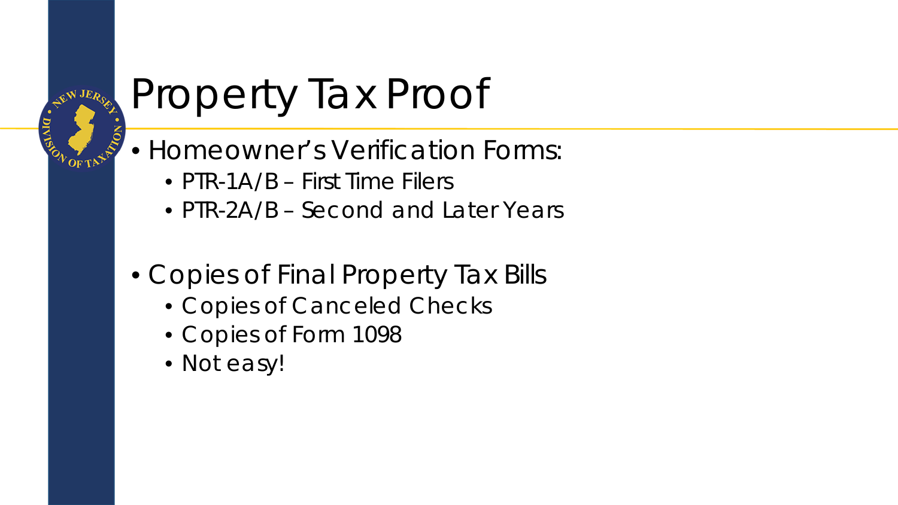# Property Tax Proof

- Homeowner's Verification Forms:
  - PTR-1A/B – First Time Filers
  - PTR-2A/B – Second and Later Years

- Copies of Final Property Tax Bills
  - Copies of Canceled Checks
  - Copies of Form 1098
  - Not easy!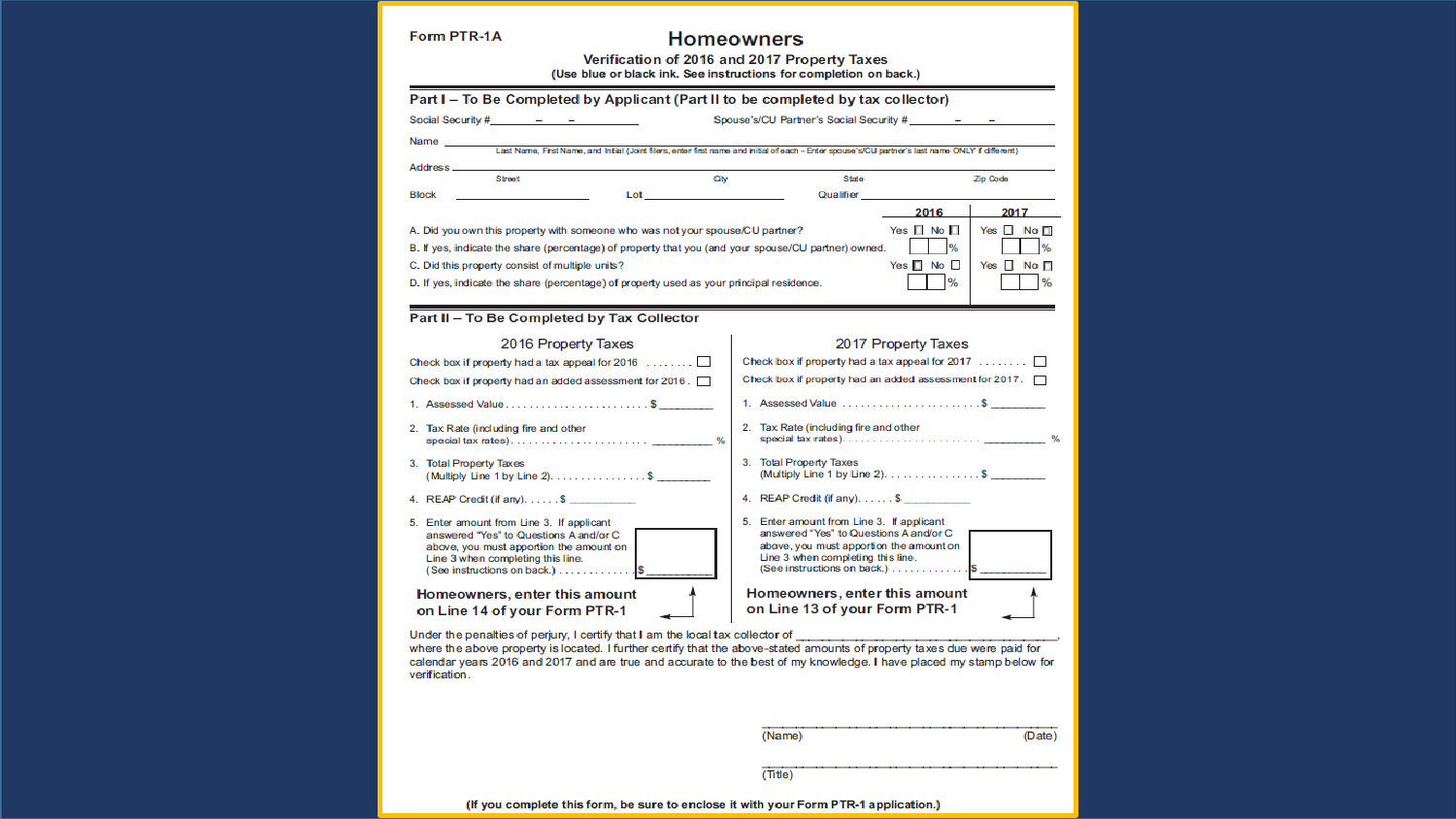Form PTR-1A

# Homeowners

## Verification of 2016 and 2017 Property Taxes

(Use blue or black ink. See instructions for completion on back.)

### Part I – To Be Completed by Applicant (Part II to be completed by tax collector)

Social Security #______ – ____ – ______ Spouse's/CU Partner's Social Security #______ – ____ – ______

Name ______________________________________________

Last Name, First Name, and Initial (Joint filers, enter first name and initial of each – Enter spouse's/CU partner's last name ONLY if different)

Address ______________________________________________

Street City State Zip Code

Block ______________ Lot ______________ Qualifier ______________

| | 2016 | 2017 |
|---|---|---|
| A. Did you own this property with someone who was not your spouse/CU partner? | Yes ☐ No ☐ | Yes ☐ No ☐ |
| B. If yes, indicate the share (percentage) of property that you (and your spouse/CU partner) owned. | ____ % | ____ % |
| C. Did this property consist of multiple units? | Yes ☐ No ☐ | Yes ☐ No ☐ |
| D. If yes, indicate the share (percentage) of property used as your principal residence. | ____ % | ____ % |

### Part II – To Be Completed by Tax Collector

**2016 Property Taxes**

Check box if property had a tax appeal for 2016 . . . . . . . ☐

Check box if property had an added assessment for 2016 . ☐

1. Assessed Value . . . . . . . . . . . . . . . . . . . . . . . $ ________
2. Tax Rate (including fire and other special tax rates). . . . . . . . . . . . . . . . . . . . . . ________ %
3. Total Property Taxes (Multiply Line 1 by Line 2). . . . . . . . . . . . . . . $ ________
4. REAP Credit (if any). . . . . $ ________
5. Enter amount from Line 3. If applicant answered "Yes" to Questions A and/or C above, you must apportion the amount on Line 3 when completing this line. (See instructions on back.) . . . . . . . . . . . $ ________

**Homeowners, enter this amount on Line 14 of your Form PTR-1**

**2017 Property Taxes**

Check box if property had a tax appeal for 2017 . . . . . . . ☐

Check box if property had an added assessment for 2017. ☐

1. Assessed Value . . . . . . . . . . . . . . . . . . . . . . . $ ________
2. Tax Rate (including fire and other special tax rates). . . . . . . . . . . . . . . . . . . . . . ________ %
3. Total Property Taxes (Multiply Line 1 by Line 2). . . . . . . . . . . . . . . . $ ________
4. REAP Credit (if any). . . . . $ ________
5. Enter amount from Line 3. If applicant answered "Yes" to Questions A and/or C above, you must apportion the amount on Line 3 when completing this line. (See instructions on back.) . . . . . . . . . . . $ ________

**Homeowners, enter this amount on Line 13 of your Form PTR-1**

Under the penalties of perjury, I certify that I am the local tax collector of ______________________________, where the above property is located. I further certify that the above-stated amounts of property taxes due were paid for calendar years 2016 and 2017 and are true and accurate to the best of my knowledge. I have placed my stamp below for verification.

______________________________
(Name) (Date)

______________________________
(Title)

**(If you complete this form, be sure to enclose it with your Form PTR-1 application.)**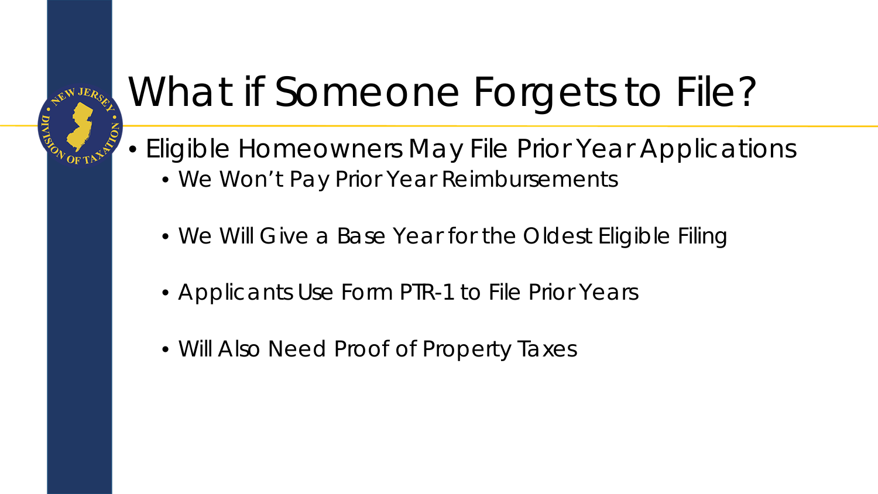# What if Someone Forgets to File?

- Eligible Homeowners May File Prior Year Applications
  - We Won't Pay Prior Year Reimbursements
  - We Will Give a Base Year for the Oldest Eligible Filing
  - Applicants Use Form PTR-1 to File Prior Years
  - Will Also Need Proof of Property Taxes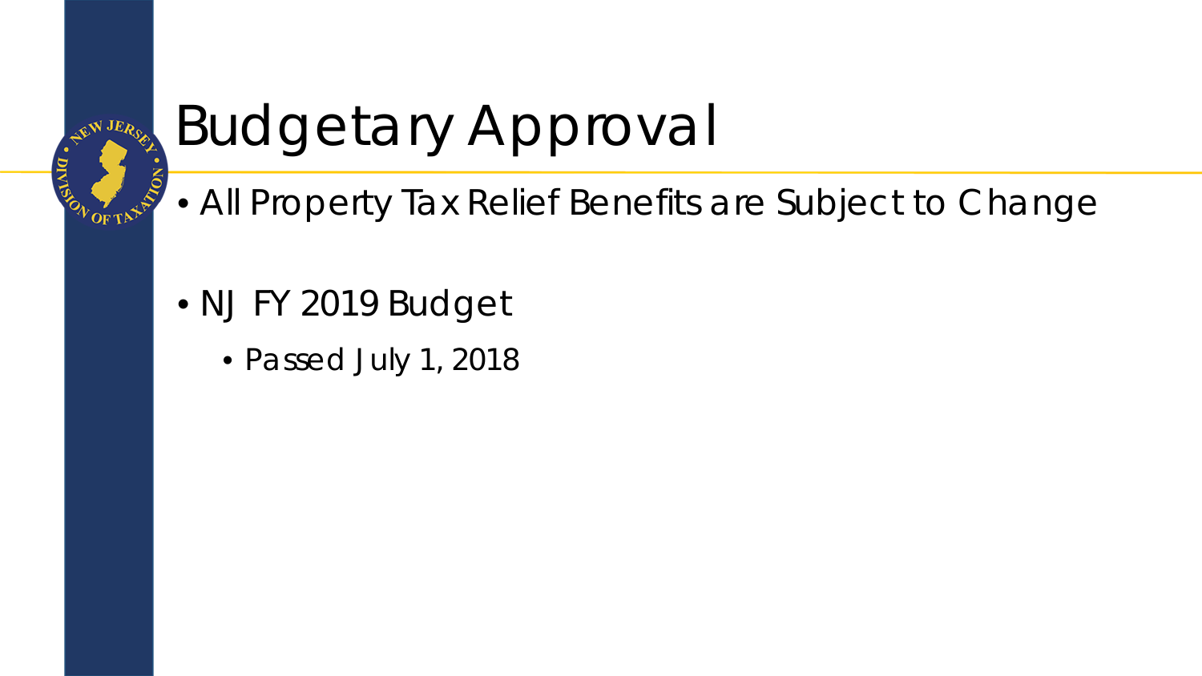# Budgetary Approval

- All Property Tax Relief Benefits are Subject to Change
- NJ FY 2019 Budget
  - Passed July 1, 2018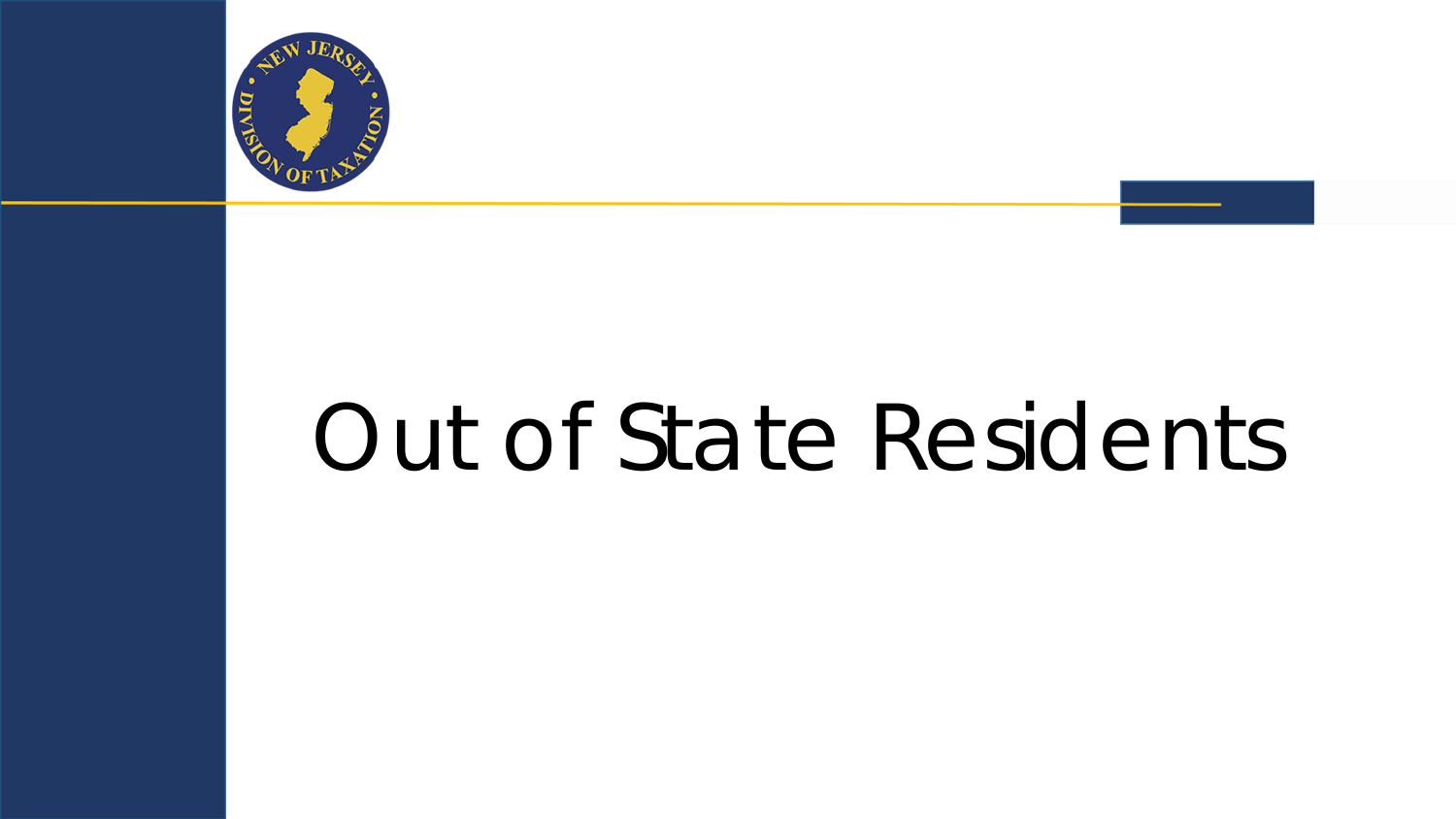# Out of State Residents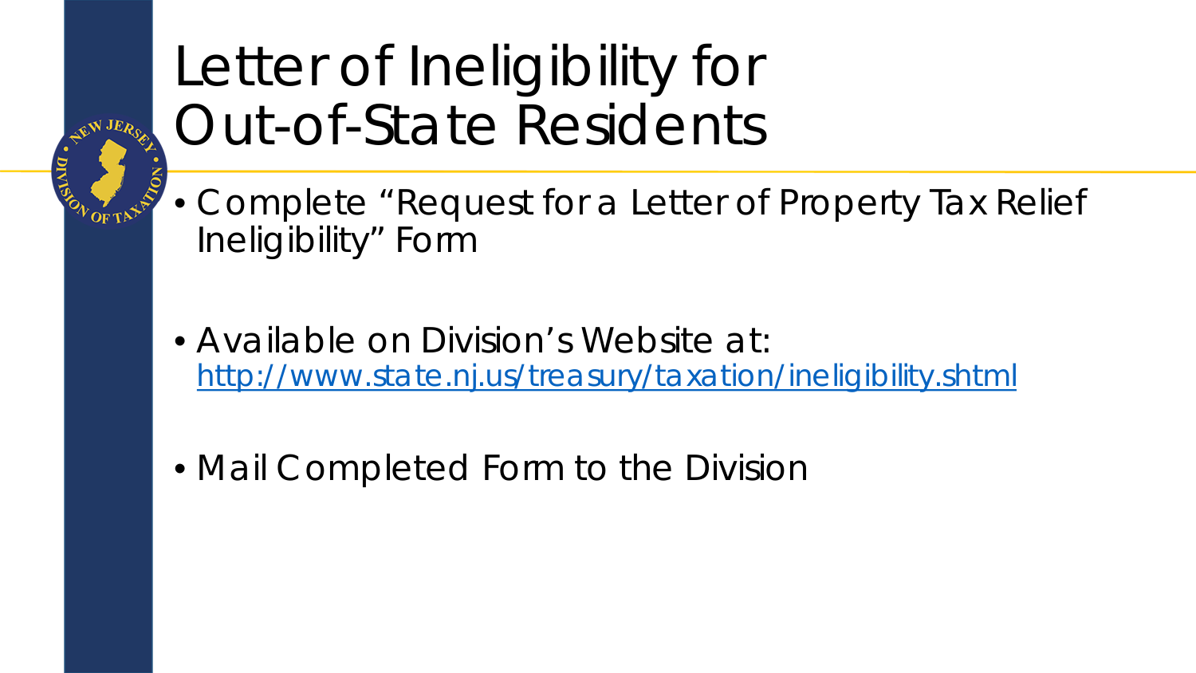# Letter of Ineligibility for Out-of-State Residents

- Complete "Request for a Letter of Property Tax Relief Ineligibility" Form
- Available on Division's Website at: [http://www.state.nj.us/treasury/taxation/ineligibility.shtml](http://www.state.nj.us/treasury/taxation/ineligibility.shtml)
- Mail Completed Form to the Division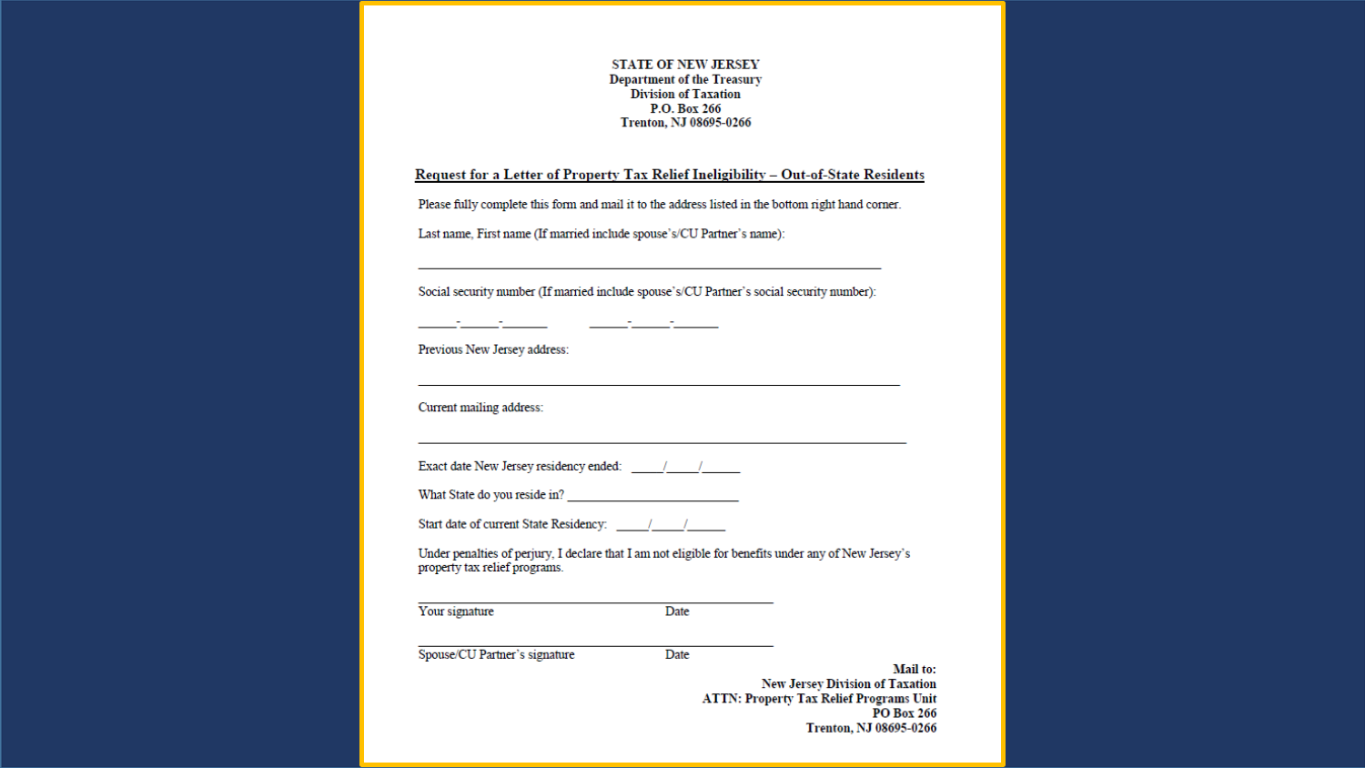**STATE OF NEW JERSEY**
**Department of the Treasury**
**Division of Taxation**
**P.O. Box 266**
**Trenton, NJ 08695-0266**

## Request for a Letter of Property Tax Relief Ineligibility – Out-of-State Residents

Please fully complete this form and mail it to the address listed in the bottom right hand corner.

Last name, First name (If married include spouse's/CU Partner's name):

_______________________________________________

Social security number (If married include spouse's/CU Partner's social security number):

_____-_____-______          _____-_____-______

Previous New Jersey address:

_______________________________________________

Current mailing address:

_______________________________________________

Exact date New Jersey residency ended: ____/____/_____

What State do you reside in? ______________________

Start date of current State Residency: ____/____/_____

Under penalties of perjury, I declare that I am not eligible for benefits under any of New Jersey's property tax relief programs.

_______________________________________________
Your signature                                        Date

_______________________________________________
Spouse/CU Partner's signature                         Date

**Mail to:**
**New Jersey Division of Taxation**
**ATTN: Property Tax Relief Programs Unit**
**PO Box 266**
**Trenton, NJ 08695-0266**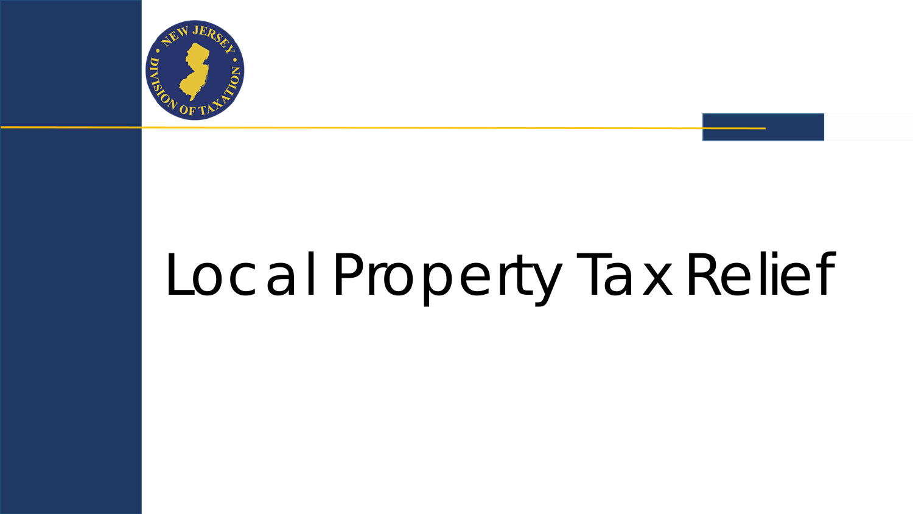# Local Property Tax Relief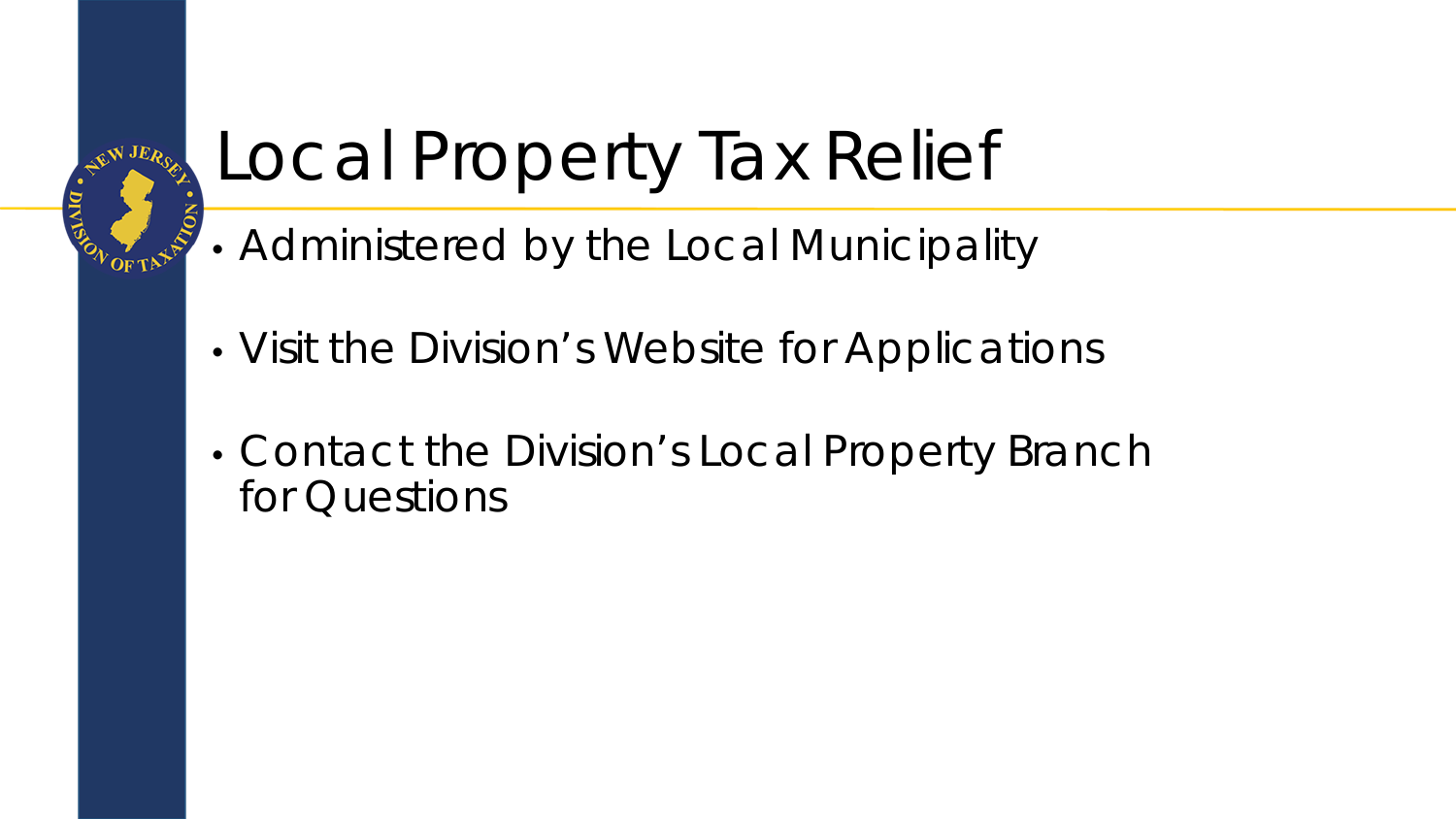# Local Property Tax Relief

- Administered by the Local Municipality
- Visit the Division's Website for Applications
- Contact the Division's Local Property Branch for Questions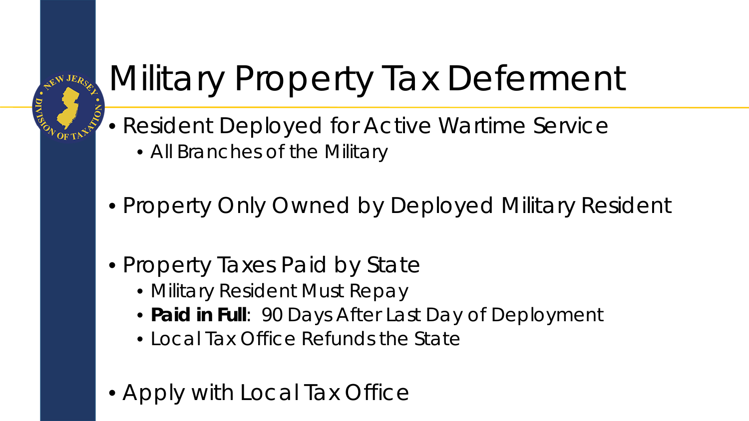# Military Property Tax Deferment

- Resident Deployed for Active Wartime Service
  - All Branches of the Military
- Property Only Owned by Deployed Military Resident
- Property Taxes Paid by State
  - Military Resident Must Repay
  - **Paid in Full**: 90 Days After Last Day of Deployment
  - Local Tax Office Refunds the State
- Apply with Local Tax Office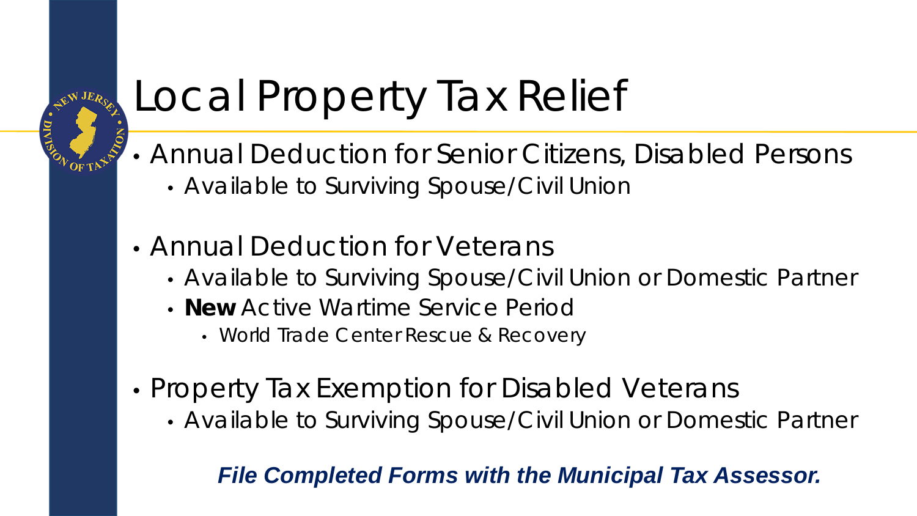# Local Property Tax Relief

- Annual Deduction for Senior Citizens, Disabled Persons
  - Available to Surviving Spouse/Civil Union
- Annual Deduction for Veterans
  - Available to Surviving Spouse/Civil Union or Domestic Partner
  - **New** Active Wartime Service Period
    - World Trade Center Rescue & Recovery
- Property Tax Exemption for Disabled Veterans
  - Available to Surviving Spouse/Civil Union or Domestic Partner

***File Completed Forms with the Municipal Tax Assessor.***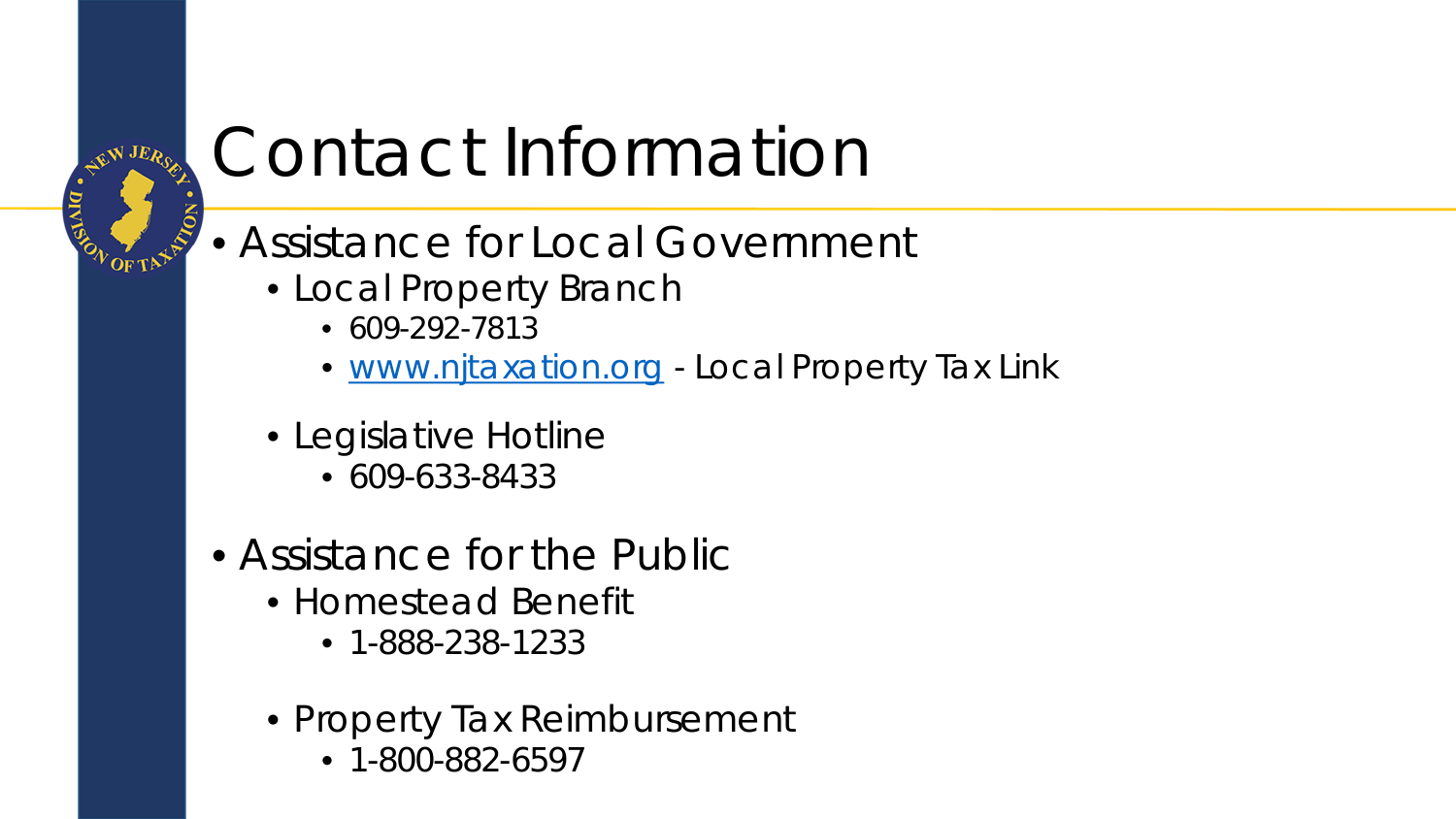# Contact Information

- Assistance for Local Government
  - Local Property Branch
    - 609-292-7813
    - www.njtaxation.org - Local Property Tax Link
  - Legislative Hotline
    - 609-633-8433
- Assistance for the Public
  - Homestead Benefit
    - 1-888-238-1233
  - Property Tax Reimbursement
    - 1-800-882-6597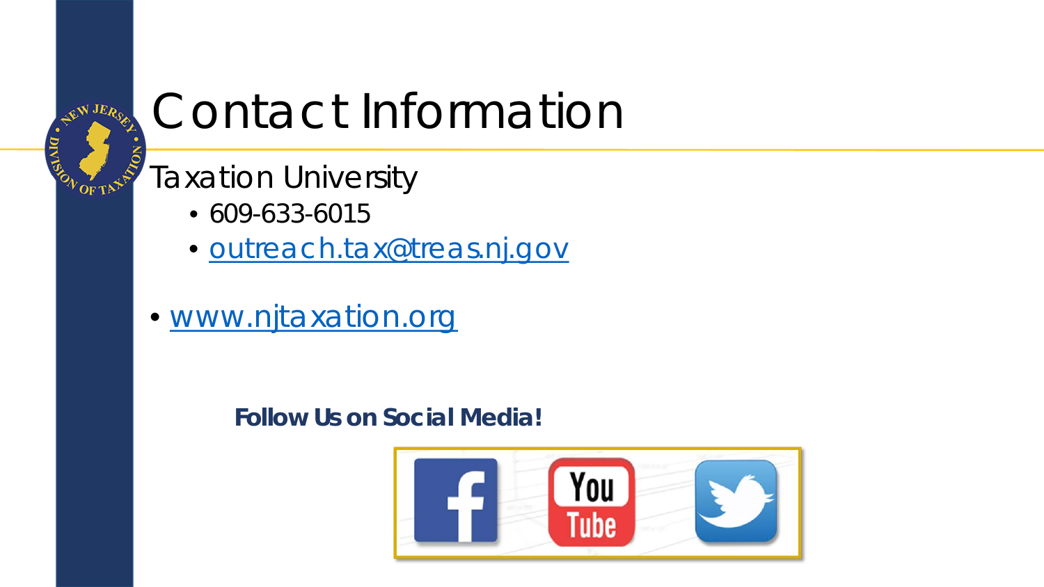# Contact Information

Taxation University

- 609-633-6015
- outreach.tax@treas.nj.gov

- www.njtaxation.org

**Follow Us on Social Media!**